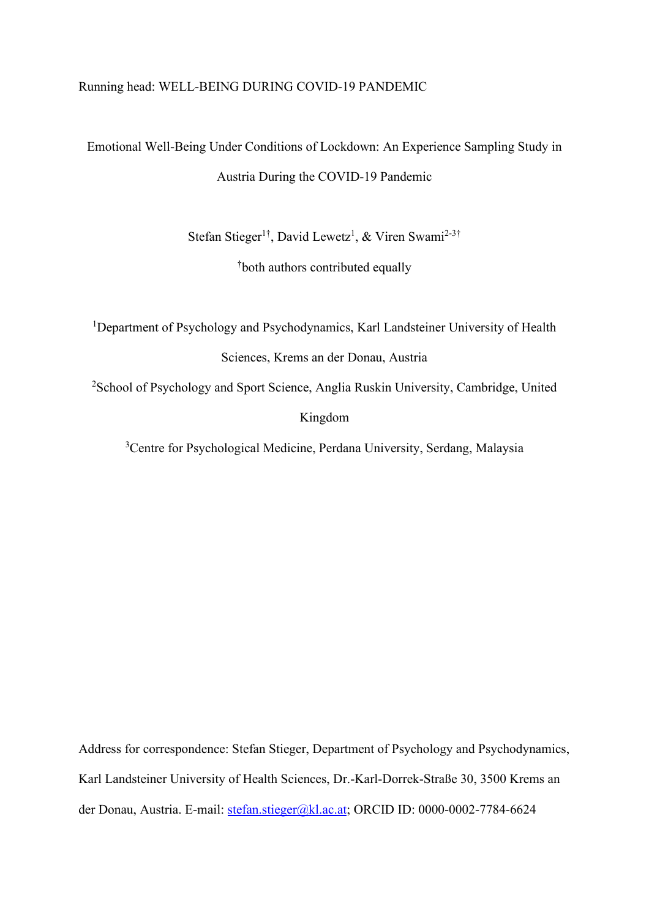Running head: WELL-BEING DURING COVID-19 PANDEMIC

# Emotional Well-Being Under Conditions of Lockdown: An Experience Sampling Study in Austria During the COVID-19 Pandemic

Stefan Stieger[1†], David Lewetz[1], & Viren Swami[2-3†]

[†]both authors contributed equally

[1]Department of Psychology and Psychodynamics, Karl Landsteiner University of Health Sciences, Krems an der Donau, Austria

[2]School of Psychology and Sport Science, Anglia Ruskin University, Cambridge, United Kingdom

[3]Centre for Psychological Medicine, Perdana University, Serdang, Malaysia

Address for correspondence: Stefan Stieger, Department of Psychology and Psychodynamics, Karl Landsteiner University of Health Sciences, Dr.-Karl-Dorrek-Straße 30, 3500 Krems an der Donau, Austria. E-mail: stefan.stieger@kl.ac.at; ORCID ID: 0000-0002-7784-6624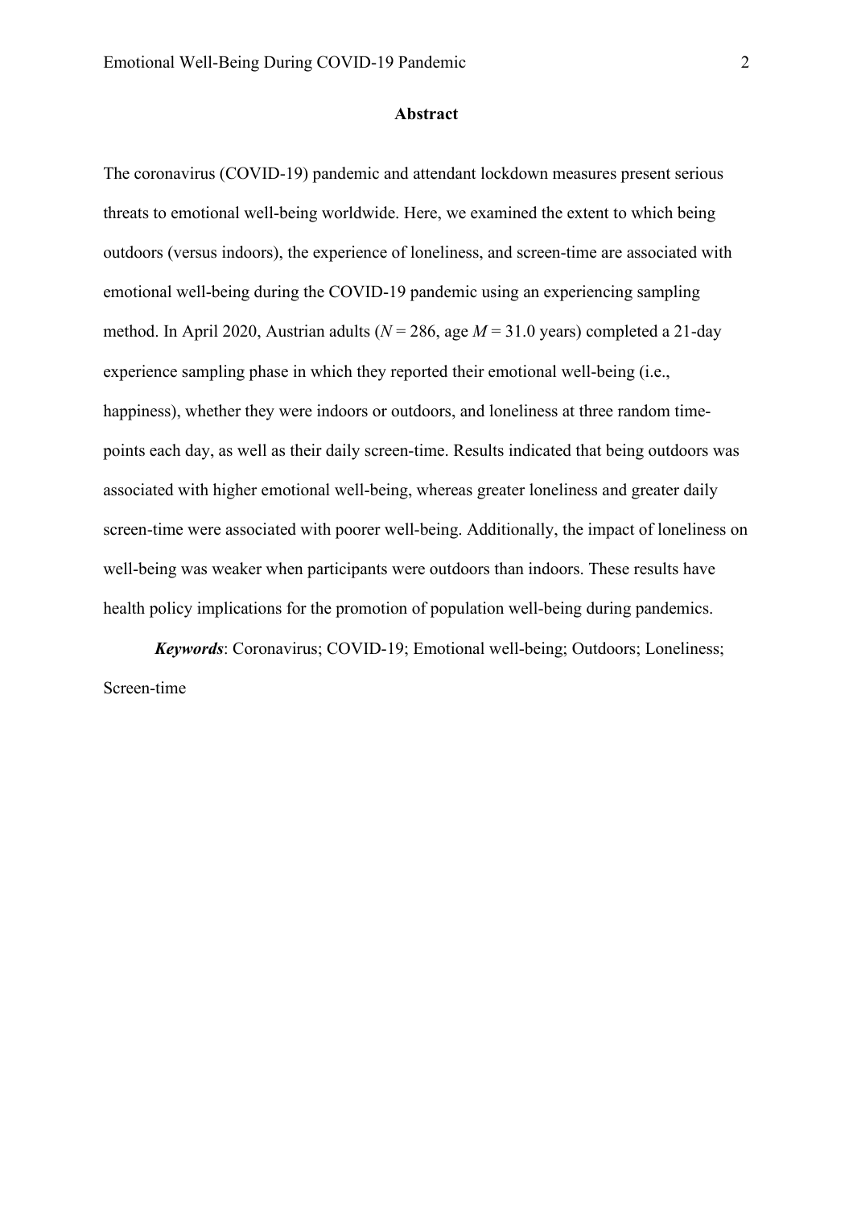## Abstract

The coronavirus (COVID-19) pandemic and attendant lockdown measures present serious threats to emotional well-being worldwide. Here, we examined the extent to which being outdoors (versus indoors), the experience of loneliness, and screen-time are associated with emotional well-being during the COVID-19 pandemic using an experiencing sampling method. In April 2020, Austrian adults ($N$ = 286, age $M$ = 31.0 years) completed a 21-day experience sampling phase in which they reported their emotional well-being (i.e., happiness), whether they were indoors or outdoors, and loneliness at three random time-points each day, as well as their daily screen-time. Results indicated that being outdoors was associated with higher emotional well-being, whereas greater loneliness and greater daily screen-time were associated with poorer well-being. Additionally, the impact of loneliness on well-being was weaker when participants were outdoors than indoors. These results have health policy implications for the promotion of population well-being during pandemics.

***Keywords***: Coronavirus; COVID-19; Emotional well-being; Outdoors; Loneliness; Screen-time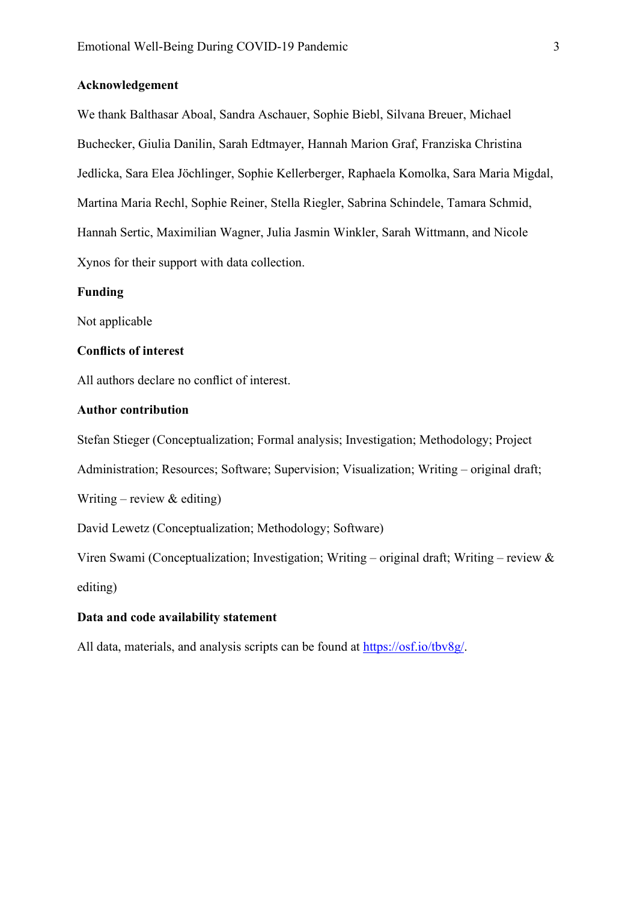### Acknowledgement

We thank Balthasar Aboal, Sandra Aschauer, Sophie Biebl, Silvana Breuer, Michael Buchecker, Giulia Danilin, Sarah Edtmayer, Hannah Marion Graf, Franziska Christina Jedlicka, Sara Elea Jöchlinger, Sophie Kellerberger, Raphaela Komolka, Sara Maria Migdal, Martina Maria Rechl, Sophie Reiner, Stella Riegler, Sabrina Schindele, Tamara Schmid, Hannah Sertic, Maximilian Wagner, Julia Jasmin Winkler, Sarah Wittmann, and Nicole Xynos for their support with data collection.

### Funding

Not applicable

### Conflicts of interest

All authors declare no conflict of interest.

### Author contribution

Stefan Stieger (Conceptualization; Formal analysis; Investigation; Methodology; Project Administration; Resources; Software; Supervision; Visualization; Writing – original draft; Writing – review & editing)

David Lewetz (Conceptualization; Methodology; Software)

Viren Swami (Conceptualization; Investigation; Writing – original draft; Writing – review & editing)

### Data and code availability statement

All data, materials, and analysis scripts can be found at https://osf.io/tbv8g/.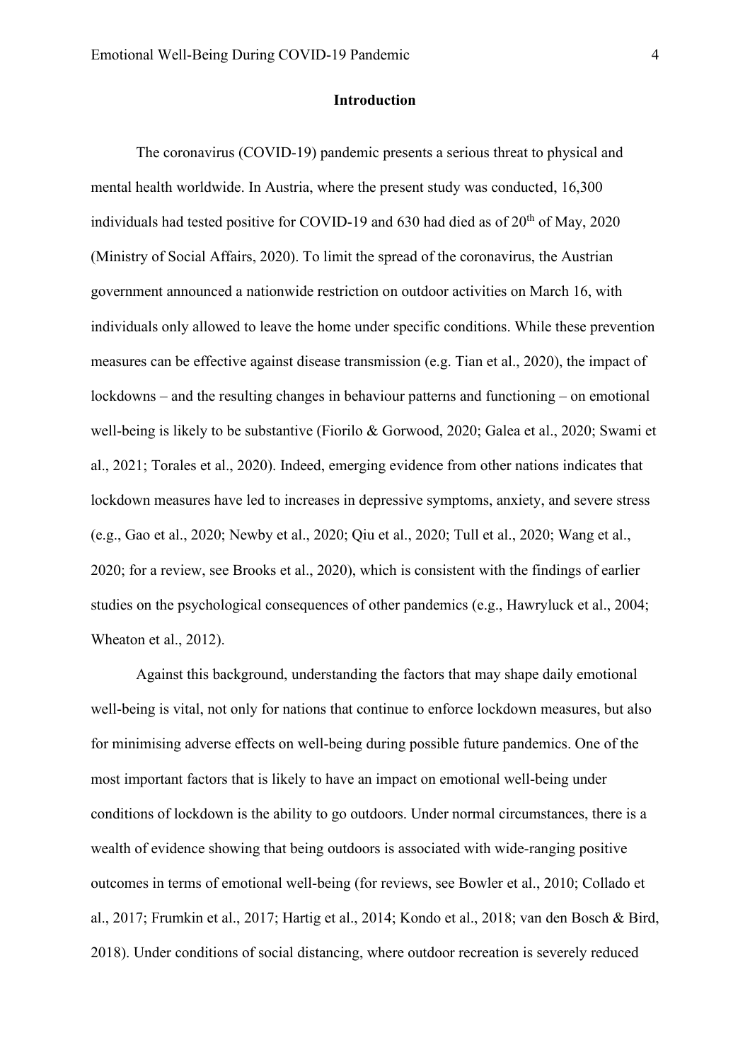## Introduction

The coronavirus (COVID-19) pandemic presents a serious threat to physical and mental health worldwide. In Austria, where the present study was conducted, 16,300 individuals had tested positive for COVID-19 and 630 had died as of 20th of May, 2020 (Ministry of Social Affairs, 2020). To limit the spread of the coronavirus, the Austrian government announced a nationwide restriction on outdoor activities on March 16, with individuals only allowed to leave the home under specific conditions. While these prevention measures can be effective against disease transmission (e.g. Tian et al., 2020), the impact of lockdowns – and the resulting changes in behaviour patterns and functioning – on emotional well-being is likely to be substantive (Fiorilo & Gorwood, 2020; Galea et al., 2020; Swami et al., 2021; Torales et al., 2020). Indeed, emerging evidence from other nations indicates that lockdown measures have led to increases in depressive symptoms, anxiety, and severe stress (e.g., Gao et al., 2020; Newby et al., 2020; Qiu et al., 2020; Tull et al., 2020; Wang et al., 2020; for a review, see Brooks et al., 2020), which is consistent with the findings of earlier studies on the psychological consequences of other pandemics (e.g., Hawryluck et al., 2004; Wheaton et al., 2012).

Against this background, understanding the factors that may shape daily emotional well-being is vital, not only for nations that continue to enforce lockdown measures, but also for minimising adverse effects on well-being during possible future pandemics. One of the most important factors that is likely to have an impact on emotional well-being under conditions of lockdown is the ability to go outdoors. Under normal circumstances, there is a wealth of evidence showing that being outdoors is associated with wide-ranging positive outcomes in terms of emotional well-being (for reviews, see Bowler et al., 2010; Collado et al., 2017; Frumkin et al., 2017; Hartig et al., 2014; Kondo et al., 2018; van den Bosch & Bird, 2018). Under conditions of social distancing, where outdoor recreation is severely reduced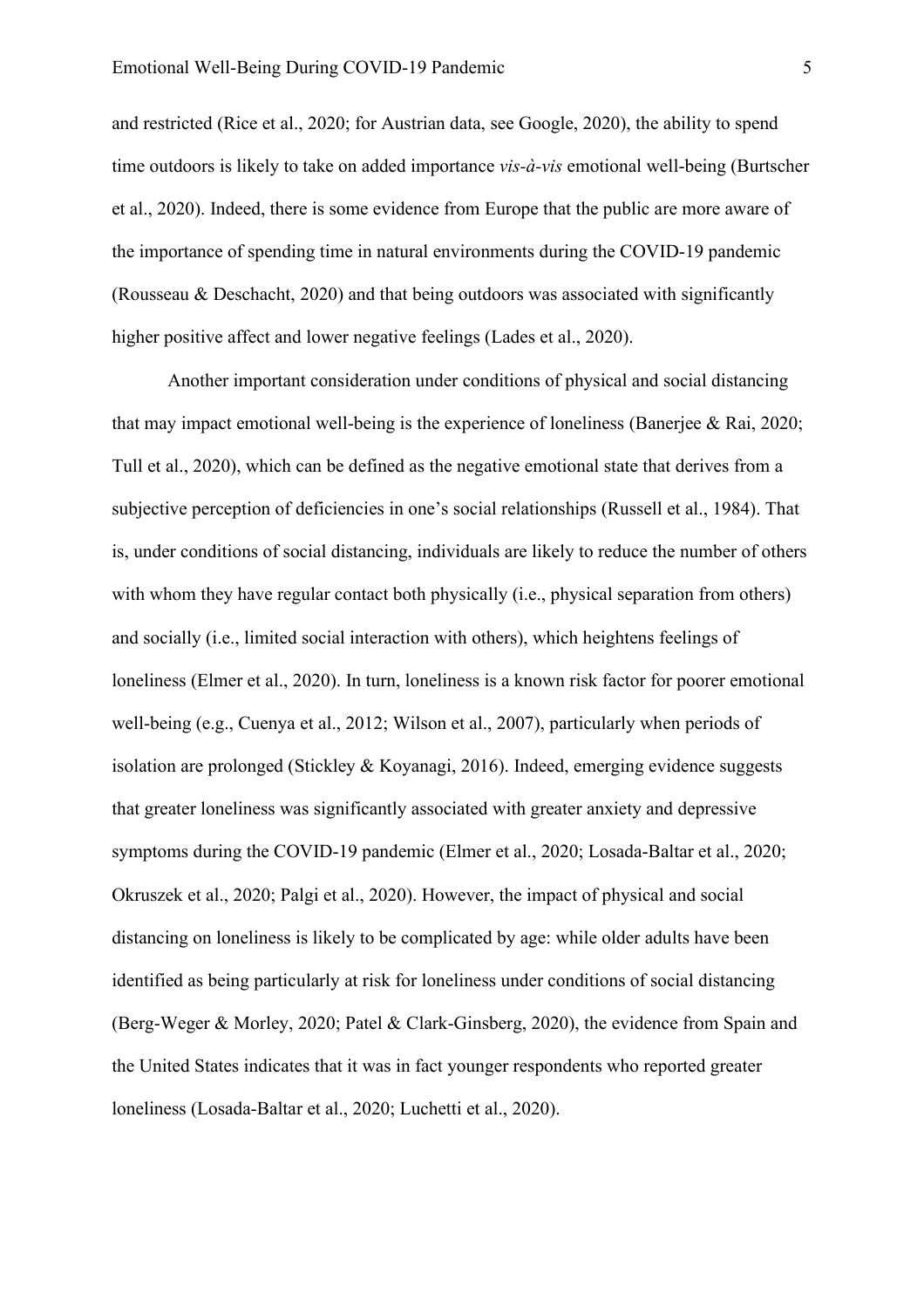and restricted (Rice et al., 2020; for Austrian data, see Google, 2020), the ability to spend time outdoors is likely to take on added importance *vis-à-vis* emotional well-being (Burtscher et al., 2020). Indeed, there is some evidence from Europe that the public are more aware of the importance of spending time in natural environments during the COVID-19 pandemic (Rousseau & Deschacht, 2020) and that being outdoors was associated with significantly higher positive affect and lower negative feelings (Lades et al., 2020).

Another important consideration under conditions of physical and social distancing that may impact emotional well-being is the experience of loneliness (Banerjee & Rai, 2020; Tull et al., 2020), which can be defined as the negative emotional state that derives from a subjective perception of deficiencies in one's social relationships (Russell et al., 1984). That is, under conditions of social distancing, individuals are likely to reduce the number of others with whom they have regular contact both physically (i.e., physical separation from others) and socially (i.e., limited social interaction with others), which heightens feelings of loneliness (Elmer et al., 2020). In turn, loneliness is a known risk factor for poorer emotional well-being (e.g., Cuenya et al., 2012; Wilson et al., 2007), particularly when periods of isolation are prolonged (Stickley & Koyanagi, 2016). Indeed, emerging evidence suggests that greater loneliness was significantly associated with greater anxiety and depressive symptoms during the COVID-19 pandemic (Elmer et al., 2020; Losada-Baltar et al., 2020; Okruszek et al., 2020; Palgi et al., 2020). However, the impact of physical and social distancing on loneliness is likely to be complicated by age: while older adults have been identified as being particularly at risk for loneliness under conditions of social distancing (Berg-Weger & Morley, 2020; Patel & Clark-Ginsberg, 2020), the evidence from Spain and the United States indicates that it was in fact younger respondents who reported greater loneliness (Losada-Baltar et al., 2020; Luchetti et al., 2020).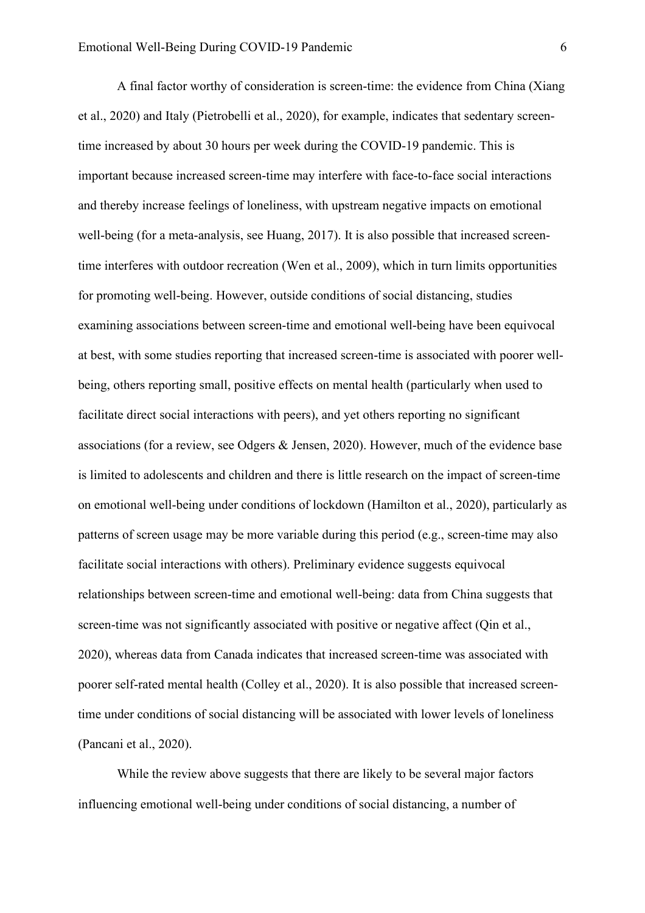A final factor worthy of consideration is screen-time: the evidence from China (Xiang et al., 2020) and Italy (Pietrobelli et al., 2020), for example, indicates that sedentary screen-time increased by about 30 hours per week during the COVID-19 pandemic. This is important because increased screen-time may interfere with face-to-face social interactions and thereby increase feelings of loneliness, with upstream negative impacts on emotional well-being (for a meta-analysis, see Huang, 2017). It is also possible that increased screen-time interferes with outdoor recreation (Wen et al., 2009), which in turn limits opportunities for promoting well-being. However, outside conditions of social distancing, studies examining associations between screen-time and emotional well-being have been equivocal at best, with some studies reporting that increased screen-time is associated with poorer well-being, others reporting small, positive effects on mental health (particularly when used to facilitate direct social interactions with peers), and yet others reporting no significant associations (for a review, see Odgers & Jensen, 2020). However, much of the evidence base is limited to adolescents and children and there is little research on the impact of screen-time on emotional well-being under conditions of lockdown (Hamilton et al., 2020), particularly as patterns of screen usage may be more variable during this period (e.g., screen-time may also facilitate social interactions with others). Preliminary evidence suggests equivocal relationships between screen-time and emotional well-being: data from China suggests that screen-time was not significantly associated with positive or negative affect (Qin et al., 2020), whereas data from Canada indicates that increased screen-time was associated with poorer self-rated mental health (Colley et al., 2020). It is also possible that increased screen-time under conditions of social distancing will be associated with lower levels of loneliness (Pancani et al., 2020).

While the review above suggests that there are likely to be several major factors influencing emotional well-being under conditions of social distancing, a number of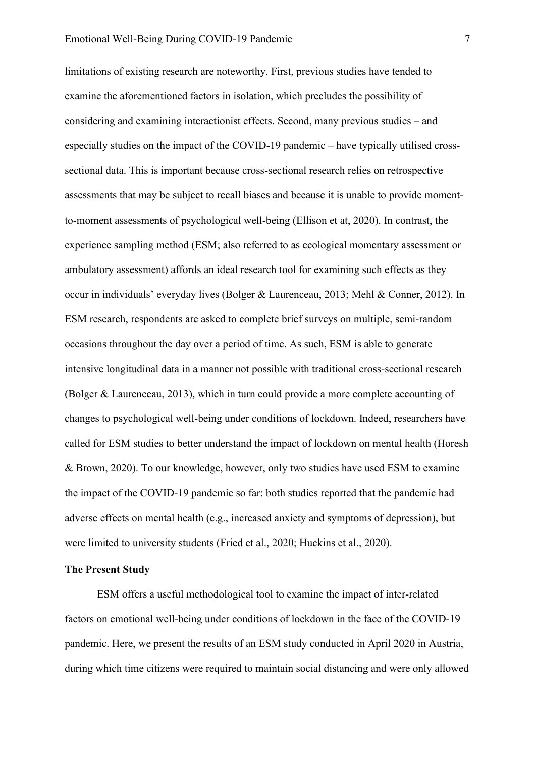limitations of existing research are noteworthy. First, previous studies have tended to examine the aforementioned factors in isolation, which precludes the possibility of considering and examining interactionist effects. Second, many previous studies – and especially studies on the impact of the COVID-19 pandemic – have typically utilised cross-sectional data. This is important because cross-sectional research relies on retrospective assessments that may be subject to recall biases and because it is unable to provide moment-to-moment assessments of psychological well-being (Ellison et at, 2020). In contrast, the experience sampling method (ESM; also referred to as ecological momentary assessment or ambulatory assessment) affords an ideal research tool for examining such effects as they occur in individuals' everyday lives (Bolger & Laurenceau, 2013; Mehl & Conner, 2012). In ESM research, respondents are asked to complete brief surveys on multiple, semi-random occasions throughout the day over a period of time. As such, ESM is able to generate intensive longitudinal data in a manner not possible with traditional cross-sectional research (Bolger & Laurenceau, 2013), which in turn could provide a more complete accounting of changes to psychological well-being under conditions of lockdown. Indeed, researchers have called for ESM studies to better understand the impact of lockdown on mental health (Horesh & Brown, 2020). To our knowledge, however, only two studies have used ESM to examine the impact of the COVID-19 pandemic so far: both studies reported that the pandemic had adverse effects on mental health (e.g., increased anxiety and symptoms of depression), but were limited to university students (Fried et al., 2020; Huckins et al., 2020).

## The Present Study

ESM offers a useful methodological tool to examine the impact of inter-related factors on emotional well-being under conditions of lockdown in the face of the COVID-19 pandemic. Here, we present the results of an ESM study conducted in April 2020 in Austria, during which time citizens were required to maintain social distancing and were only allowed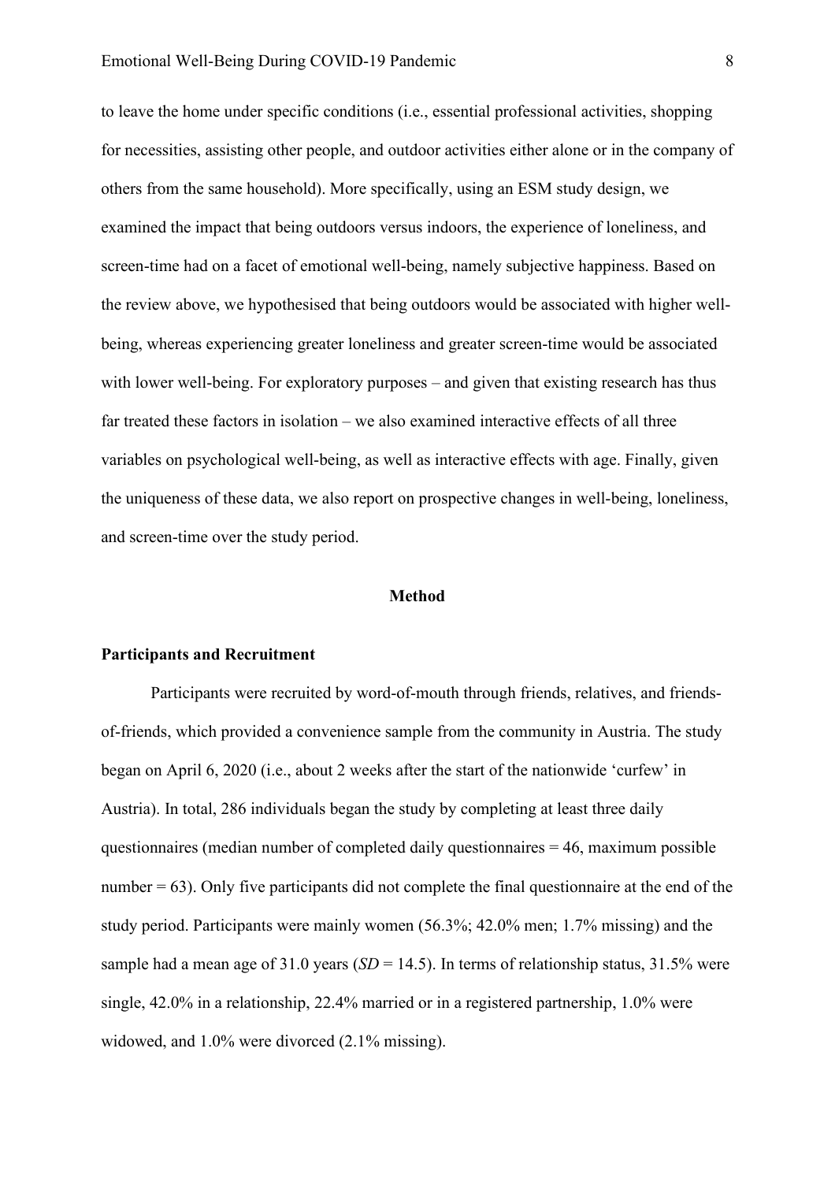to leave the home under specific conditions (i.e., essential professional activities, shopping for necessities, assisting other people, and outdoor activities either alone or in the company of others from the same household). More specifically, using an ESM study design, we examined the impact that being outdoors versus indoors, the experience of loneliness, and screen-time had on a facet of emotional well-being, namely subjective happiness. Based on the review above, we hypothesised that being outdoors would be associated with higher well-being, whereas experiencing greater loneliness and greater screen-time would be associated with lower well-being. For exploratory purposes – and given that existing research has thus far treated these factors in isolation – we also examined interactive effects of all three variables on psychological well-being, as well as interactive effects with age. Finally, given the uniqueness of these data, we also report on prospective changes in well-being, loneliness, and screen-time over the study period.

## Method

### Participants and Recruitment

Participants were recruited by word-of-mouth through friends, relatives, and friends-of-friends, which provided a convenience sample from the community in Austria. The study began on April 6, 2020 (i.e., about 2 weeks after the start of the nationwide 'curfew' in Austria). In total, 286 individuals began the study by completing at least three daily questionnaires (median number of completed daily questionnaires = 46, maximum possible number = 63). Only five participants did not complete the final questionnaire at the end of the study period. Participants were mainly women (56.3%; 42.0% men; 1.7% missing) and the sample had a mean age of 31.0 years ($SD$ = 14.5). In terms of relationship status, 31.5% were single, 42.0% in a relationship, 22.4% married or in a registered partnership, 1.0% were widowed, and 1.0% were divorced (2.1% missing).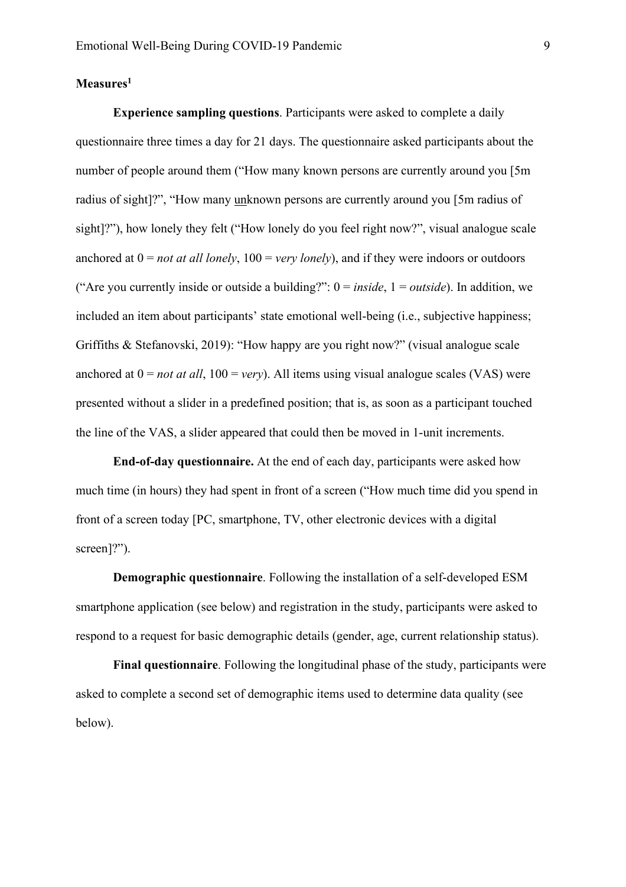**Measures**[1]

**Experience sampling questions**. Participants were asked to complete a daily questionnaire three times a day for 21 days. The questionnaire asked participants about the number of people around them (“How many known persons are currently around you [5m radius of sight]?”, “How many unknown persons are currently around you [5m radius of sight]?”), how lonely they felt (“How lonely do you feel right now?”, visual analogue scale anchored at 0 = *not at all lonely*, 100 = *very lonely*), and if they were indoors or outdoors (“Are you currently inside or outside a building?”: 0 = *inside*, 1 = *outside*). In addition, we included an item about participants’ state emotional well-being (i.e., subjective happiness; Griffiths & Stefanovski, 2019): “How happy are you right now?” (visual analogue scale anchored at 0 = *not at all*, 100 = *very*). All items using visual analogue scales (VAS) were presented without a slider in a predefined position; that is, as soon as a participant touched the line of the VAS, a slider appeared that could then be moved in 1-unit increments.

**End-of-day questionnaire.** At the end of each day, participants were asked how much time (in hours) they had spent in front of a screen (“How much time did you spend in front of a screen today [PC, smartphone, TV, other electronic devices with a digital screen]?”).

**Demographic questionnaire**. Following the installation of a self-developed ESM smartphone application (see below) and registration in the study, participants were asked to respond to a request for basic demographic details (gender, age, current relationship status).

**Final questionnaire**. Following the longitudinal phase of the study, participants were asked to complete a second set of demographic items used to determine data quality (see below).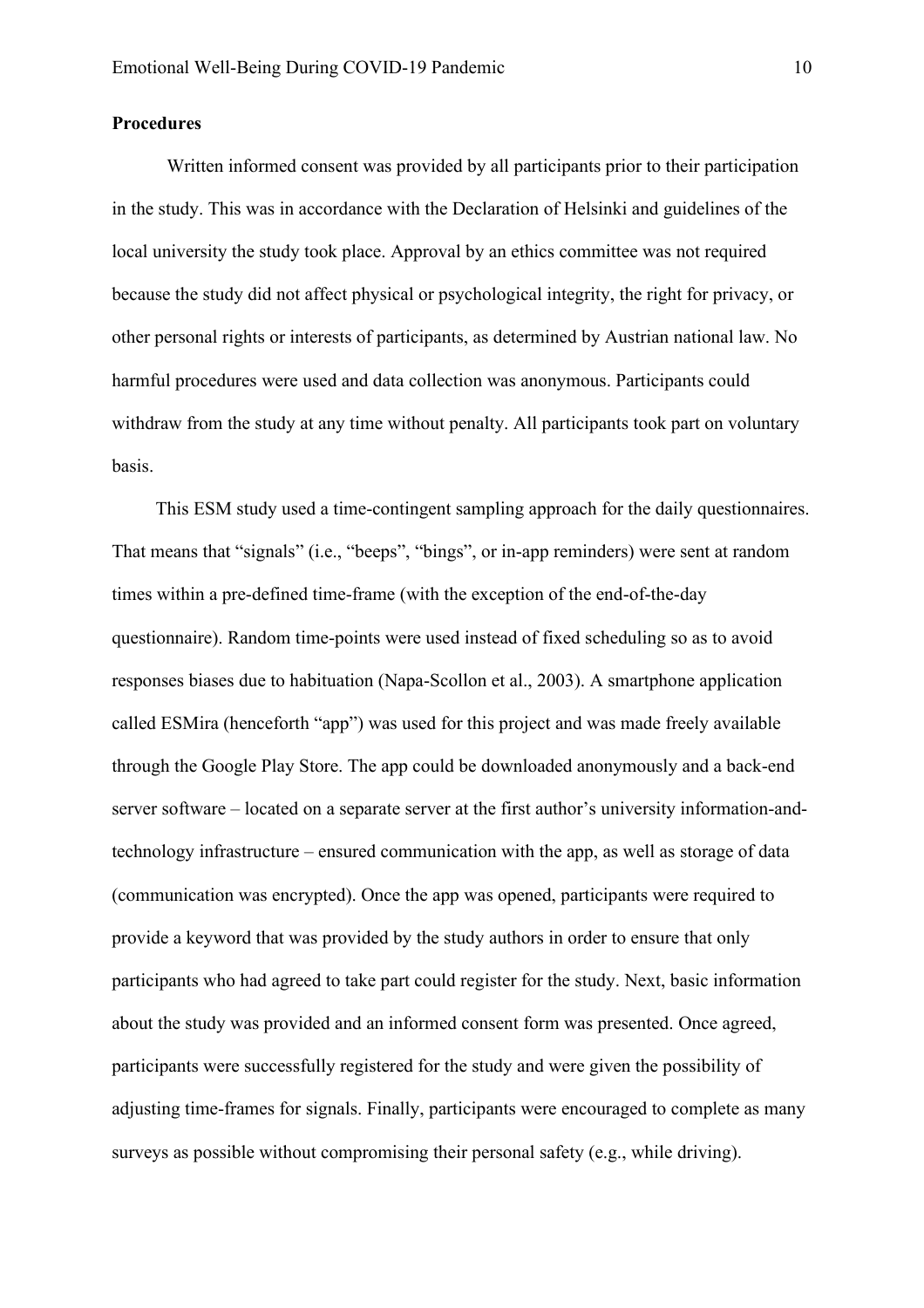**Procedures**

Written informed consent was provided by all participants prior to their participation in the study. This was in accordance with the Declaration of Helsinki and guidelines of the local university the study took place. Approval by an ethics committee was not required because the study did not affect physical or psychological integrity, the right for privacy, or other personal rights or interests of participants, as determined by Austrian national law. No harmful procedures were used and data collection was anonymous. Participants could withdraw from the study at any time without penalty. All participants took part on voluntary basis.

This ESM study used a time-contingent sampling approach for the daily questionnaires. That means that "signals" (i.e., "beeps", "bings", or in-app reminders) were sent at random times within a pre-defined time-frame (with the exception of the end-of-the-day questionnaire). Random time-points were used instead of fixed scheduling so as to avoid responses biases due to habituation (Napa-Scollon et al., 2003). A smartphone application called ESMira (henceforth "app") was used for this project and was made freely available through the Google Play Store. The app could be downloaded anonymously and a back-end server software – located on a separate server at the first author's university information-and-technology infrastructure – ensured communication with the app, as well as storage of data (communication was encrypted). Once the app was opened, participants were required to provide a keyword that was provided by the study authors in order to ensure that only participants who had agreed to take part could register for the study. Next, basic information about the study was provided and an informed consent form was presented. Once agreed, participants were successfully registered for the study and were given the possibility of adjusting time-frames for signals. Finally, participants were encouraged to complete as many surveys as possible without compromising their personal safety (e.g., while driving).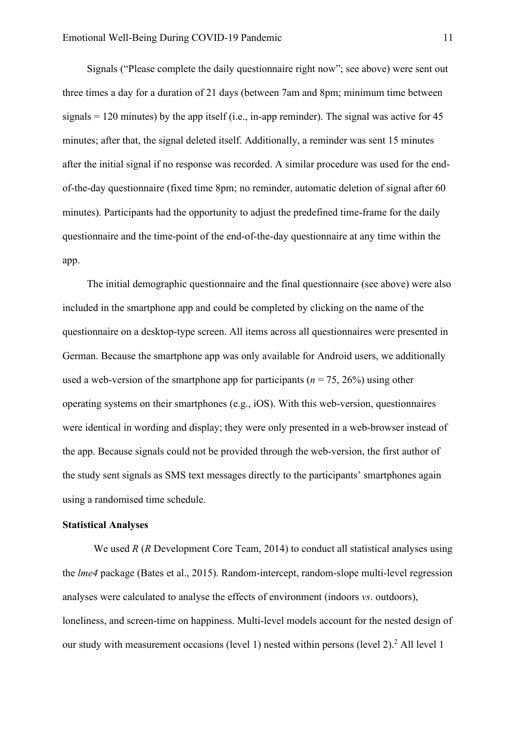Signals ("Please complete the daily questionnaire right now"; see above) were sent out three times a day for a duration of 21 days (between 7am and 8pm; minimum time between signals = 120 minutes) by the app itself (i.e., in-app reminder). The signal was active for 45 minutes; after that, the signal deleted itself. Additionally, a reminder was sent 15 minutes after the initial signal if no response was recorded. A similar procedure was used for the end-of-the-day questionnaire (fixed time 8pm; no reminder, automatic deletion of signal after 60 minutes). Participants had the opportunity to adjust the predefined time-frame for the daily questionnaire and the time-point of the end-of-the-day questionnaire at any time within the app.

The initial demographic questionnaire and the final questionnaire (see above) were also included in the smartphone app and could be completed by clicking on the name of the questionnaire on a desktop-type screen. All items across all questionnaires were presented in German. Because the smartphone app was only available for Android users, we additionally used a web-version of the smartphone app for participants ($n$ = 75, 26%) using other operating systems on their smartphones (e.g., iOS). With this web-version, questionnaires were identical in wording and display; they were only presented in a web-browser instead of the app. Because signals could not be provided through the web-version, the first author of the study sent signals as SMS text messages directly to the participants' smartphones again using a randomised time schedule.

**Statistical Analyses**

We used *R* (*R* Development Core Team, 2014) to conduct all statistical analyses using the *lme4* package (Bates et al., 2015). Random-intercept, random-slope multi-level regression analyses were calculated to analyse the effects of environment (indoors *vs*. outdoors), loneliness, and screen-time on happiness. Multi-level models account for the nested design of our study with measurement occasions (level 1) nested within persons (level 2).[2] All level 1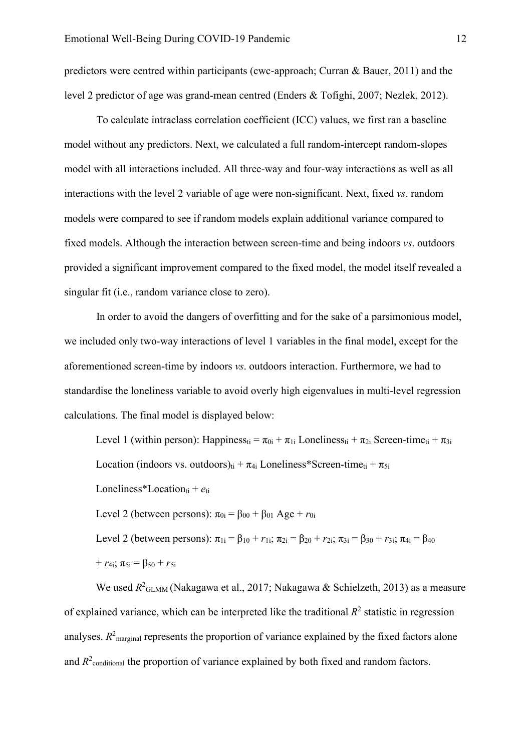predictors were centred within participants (cwc-approach; Curran & Bauer, 2011) and the level 2 predictor of age was grand-mean centred (Enders & Tofighi, 2007; Nezlek, 2012).

To calculate intraclass correlation coefficient (ICC) values, we first ran a baseline model without any predictors. Next, we calculated a full random-intercept random-slopes model with all interactions included. All three-way and four-way interactions as well as all interactions with the level 2 variable of age were non-significant. Next, fixed *vs*. random models were compared to see if random models explain additional variance compared to fixed models. Although the interaction between screen-time and being indoors *vs*. outdoors provided a significant improvement compared to the fixed model, the model itself revealed a singular fit (i.e., random variance close to zero).

In order to avoid the dangers of overfitting and for the sake of a parsimonious model, we included only two-way interactions of level 1 variables in the final model, except for the aforementioned screen-time by indoors *vs*. outdoors interaction. Furthermore, we had to standardise the loneliness variable to avoid overly high eigenvalues in multi-level regression calculations. The final model is displayed below:

Level 1 (within person): $\text{Happiness}_{ti} = \pi_{0i} + \pi_{1i}\ \text{Loneliness}_{ti} + \pi_{2i}\ \text{Screen-time}_{ti} + \pi_{3i}\ \text{Location (indoors vs. outdoors)}_{ti} + \pi_{4i}\ \text{Loneliness*Screen-time}_{ti} + \pi_{5i}\ \text{Loneliness*Location}_{ti} + e_{ti}$

Level 2 (between persons): $\pi_{0i} = \beta_{00} + \beta_{01}\ \text{Age} + r_{0i}$

Level 2 (between persons): $\pi_{1i} = \beta_{10} + r_{1i}$; $\pi_{2i} = \beta_{20} + r_{2i}$; $\pi_{3i} = \beta_{30} + r_{3i}$; $\pi_{4i} = \beta_{40} + r_{4i}$; $\pi_{5i} = \beta_{50} + r_{5i}$

We used $R^2_{GLMM}$ (Nakagawa et al., 2017; Nakagawa & Schielzeth, 2013) as a measure of explained variance, which can be interpreted like the traditional $R^2$ statistic in regression analyses. $R^2_{marginal}$ represents the proportion of variance explained by the fixed factors alone and $R^2_{conditional}$ the proportion of variance explained by both fixed and random factors.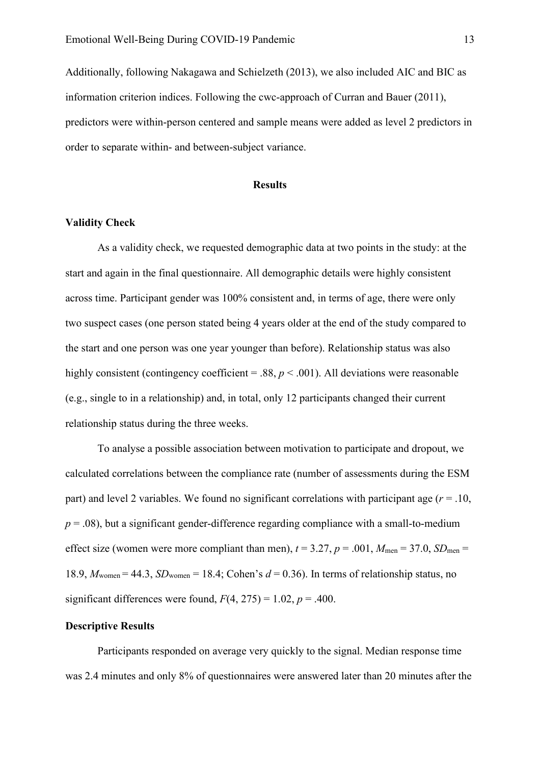Additionally, following Nakagawa and Schielzeth (2013), we also included AIC and BIC as information criterion indices. Following the cwc-approach of Curran and Bauer (2011), predictors were within-person centered and sample means were added as level 2 predictors in order to separate within- and between-subject variance.

## Results

### Validity Check

As a validity check, we requested demographic data at two points in the study: at the start and again in the final questionnaire. All demographic details were highly consistent across time. Participant gender was 100% consistent and, in terms of age, there were only two suspect cases (one person stated being 4 years older at the end of the study compared to the start and one person was one year younger than before). Relationship status was also highly consistent (contingency coefficient = .88, $p < .001$). All deviations were reasonable (e.g., single to in a relationship) and, in total, only 12 participants changed their current relationship status during the three weeks.

To analyse a possible association between motivation to participate and dropout, we calculated correlations between the compliance rate (number of assessments during the ESM part) and level 2 variables. We found no significant correlations with participant age ($r = .10$, $p = .08$), but a significant gender-difference regarding compliance with a small-to-medium effect size (women were more compliant than men), $t = 3.27$, $p = .001$, $M_{\text{men}} = 37.0$, $SD_{\text{men}} = 18.9$, $M_{\text{women}} = 44.3$, $SD_{\text{women}} = 18.4$; Cohen's $d = 0.36$). In terms of relationship status, no significant differences were found, $F(4, 275) = 1.02$, $p = .400$.

### Descriptive Results

Participants responded on average very quickly to the signal. Median response time was 2.4 minutes and only 8% of questionnaires were answered later than 20 minutes after the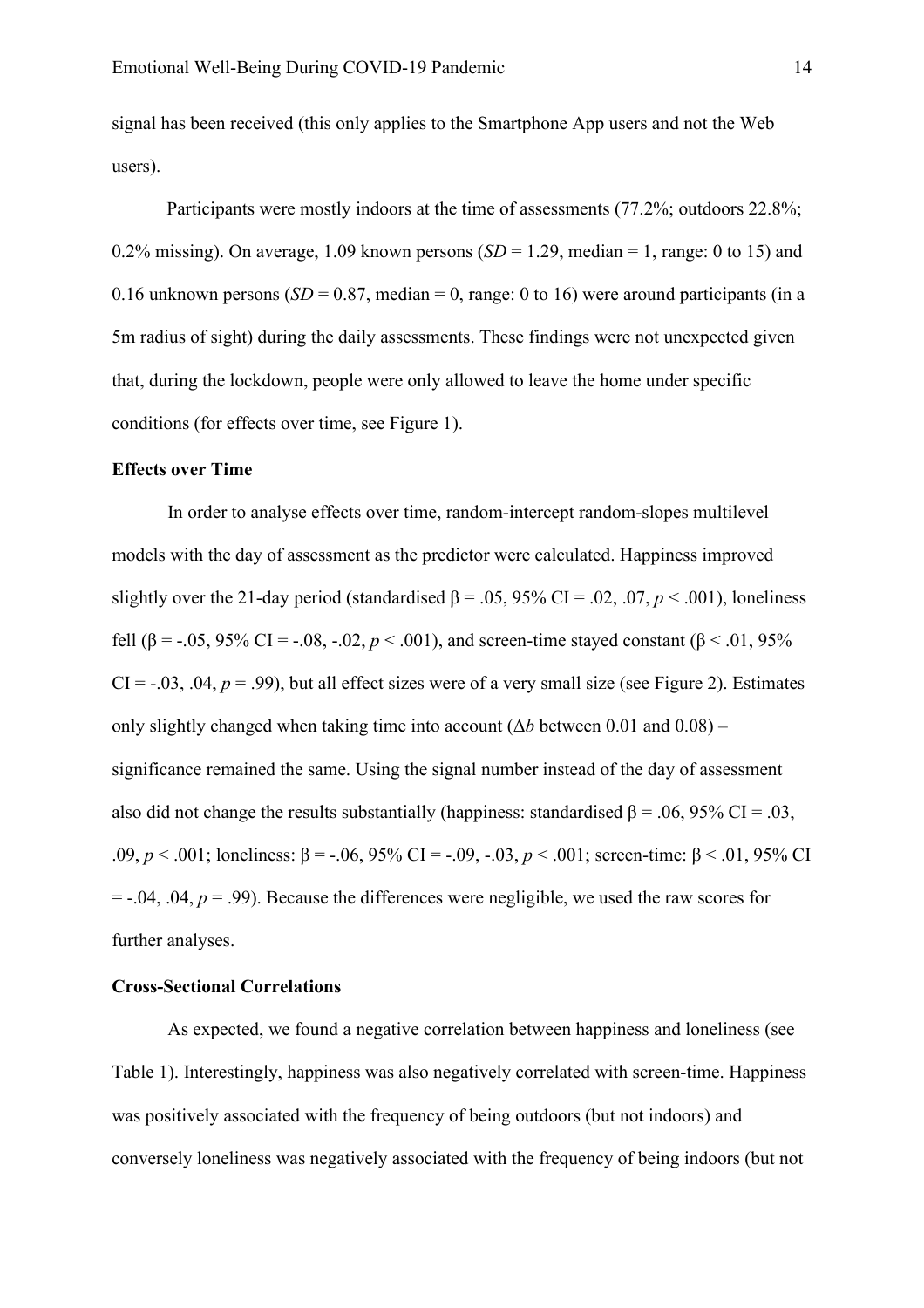signal has been received (this only applies to the Smartphone App users and not the Web users).

Participants were mostly indoors at the time of assessments (77.2%; outdoors 22.8%; 0.2% missing). On average, 1.09 known persons (*SD* = 1.29, median = 1, range: 0 to 15) and 0.16 unknown persons (*SD* = 0.87, median = 0, range: 0 to 16) were around participants (in a 5m radius of sight) during the daily assessments. These findings were not unexpected given that, during the lockdown, people were only allowed to leave the home under specific conditions (for effects over time, see Figure 1).

**Effects over Time**

In order to analyse effects over time, random-intercept random-slopes multilevel models with the day of assessment as the predictor were calculated. Happiness improved slightly over the 21-day period (standardised $\beta = .05$, 95% CI = .02, .07, $p < .001$), loneliness fell ($\beta = -.05$, 95% CI = -.08, -.02, $p < .001$), and screen-time stayed constant ($\beta < .01$, 95% CI = -.03, .04, $p = .99$), but all effect sizes were of a very small size (see Figure 2). Estimates only slightly changed when taking time into account ($\Delta b$ between 0.01 and 0.08) – significance remained the same. Using the signal number instead of the day of assessment also did not change the results substantially (happiness: standardised $\beta = .06$, 95% CI = .03, .09, $p < .001$; loneliness: $\beta = -.06$, 95% CI = -.09, -.03, $p < .001$; screen-time: $\beta < .01$, 95% CI = -.04, .04, $p = .99$). Because the differences were negligible, we used the raw scores for further analyses.

**Cross-Sectional Correlations**

As expected, we found a negative correlation between happiness and loneliness (see Table 1). Interestingly, happiness was also negatively correlated with screen-time. Happiness was positively associated with the frequency of being outdoors (but not indoors) and conversely loneliness was negatively associated with the frequency of being indoors (but not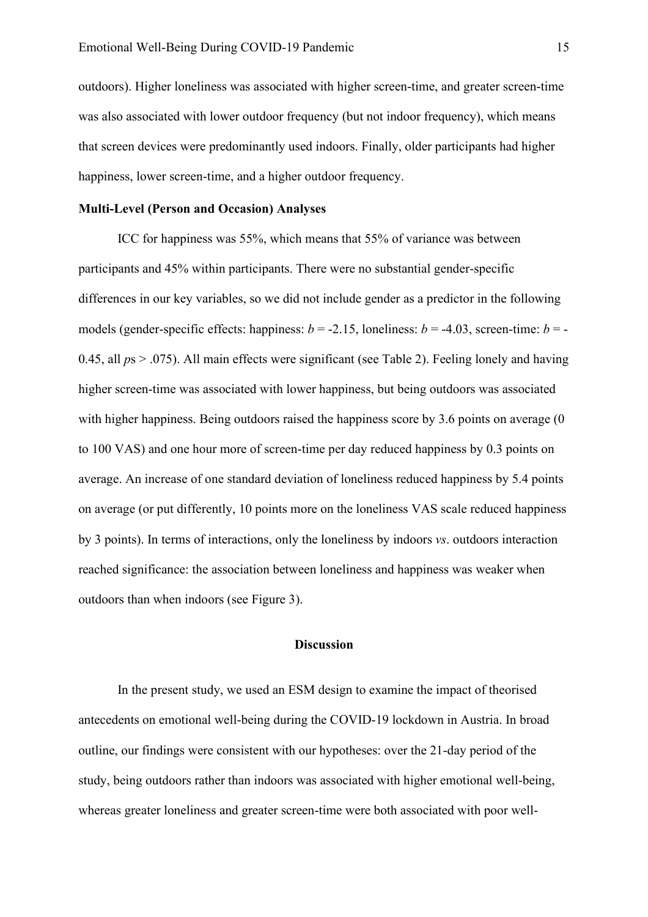outdoors). Higher loneliness was associated with higher screen-time, and greater screen-time was also associated with lower outdoor frequency (but not indoor frequency), which means that screen devices were predominantly used indoors. Finally, older participants had higher happiness, lower screen-time, and a higher outdoor frequency.

**Multi-Level (Person and Occasion) Analyses**

ICC for happiness was 55%, which means that 55% of variance was between participants and 45% within participants. There were no substantial gender-specific differences in our key variables, so we did not include gender as a predictor in the following models (gender-specific effects: happiness: $b = -2.15$, loneliness: $b = -4.03$, screen-time: $b = -0.45$, all $p$s $> .075$). All main effects were significant (see Table 2). Feeling lonely and having higher screen-time was associated with lower happiness, but being outdoors was associated with higher happiness. Being outdoors raised the happiness score by 3.6 points on average (0 to 100 VAS) and one hour more of screen-time per day reduced happiness by 0.3 points on average. An increase of one standard deviation of loneliness reduced happiness by 5.4 points on average (or put differently, 10 points more on the loneliness VAS scale reduced happiness by 3 points). In terms of interactions, only the loneliness by indoors *vs*. outdoors interaction reached significance: the association between loneliness and happiness was weaker when outdoors than when indoors (see Figure 3).

## Discussion

In the present study, we used an ESM design to examine the impact of theorised antecedents on emotional well-being during the COVID-19 lockdown in Austria. In broad outline, our findings were consistent with our hypotheses: over the 21-day period of the study, being outdoors rather than indoors was associated with higher emotional well-being, whereas greater loneliness and greater screen-time were both associated with poor well-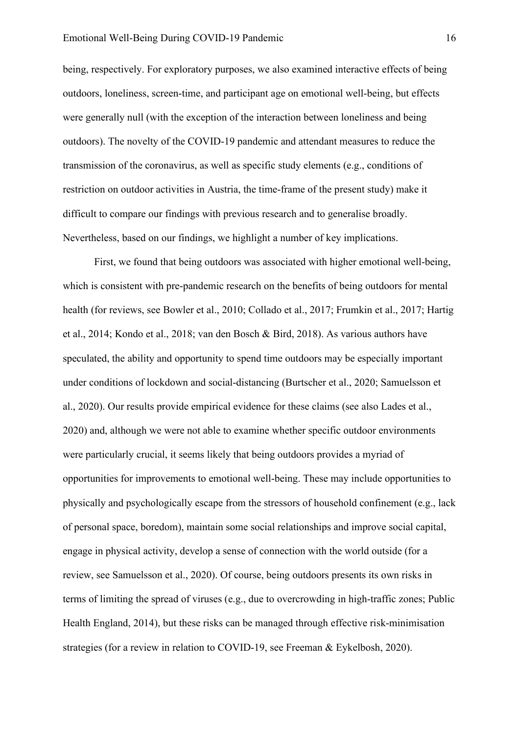being, respectively. For exploratory purposes, we also examined interactive effects of being outdoors, loneliness, screen-time, and participant age on emotional well-being, but effects were generally null (with the exception of the interaction between loneliness and being outdoors). The novelty of the COVID-19 pandemic and attendant measures to reduce the transmission of the coronavirus, as well as specific study elements (e.g., conditions of restriction on outdoor activities in Austria, the time-frame of the present study) make it difficult to compare our findings with previous research and to generalise broadly. Nevertheless, based on our findings, we highlight a number of key implications.

First, we found that being outdoors was associated with higher emotional well-being, which is consistent with pre-pandemic research on the benefits of being outdoors for mental health (for reviews, see Bowler et al., 2010; Collado et al., 2017; Frumkin et al., 2017; Hartig et al., 2014; Kondo et al., 2018; van den Bosch & Bird, 2018). As various authors have speculated, the ability and opportunity to spend time outdoors may be especially important under conditions of lockdown and social-distancing (Burtscher et al., 2020; Samuelsson et al., 2020). Our results provide empirical evidence for these claims (see also Lades et al., 2020) and, although we were not able to examine whether specific outdoor environments were particularly crucial, it seems likely that being outdoors provides a myriad of opportunities for improvements to emotional well-being. These may include opportunities to physically and psychologically escape from the stressors of household confinement (e.g., lack of personal space, boredom), maintain some social relationships and improve social capital, engage in physical activity, develop a sense of connection with the world outside (for a review, see Samuelsson et al., 2020). Of course, being outdoors presents its own risks in terms of limiting the spread of viruses (e.g., due to overcrowding in high-traffic zones; Public Health England, 2014), but these risks can be managed through effective risk-minimisation strategies (for a review in relation to COVID-19, see Freeman & Eykelbosh, 2020).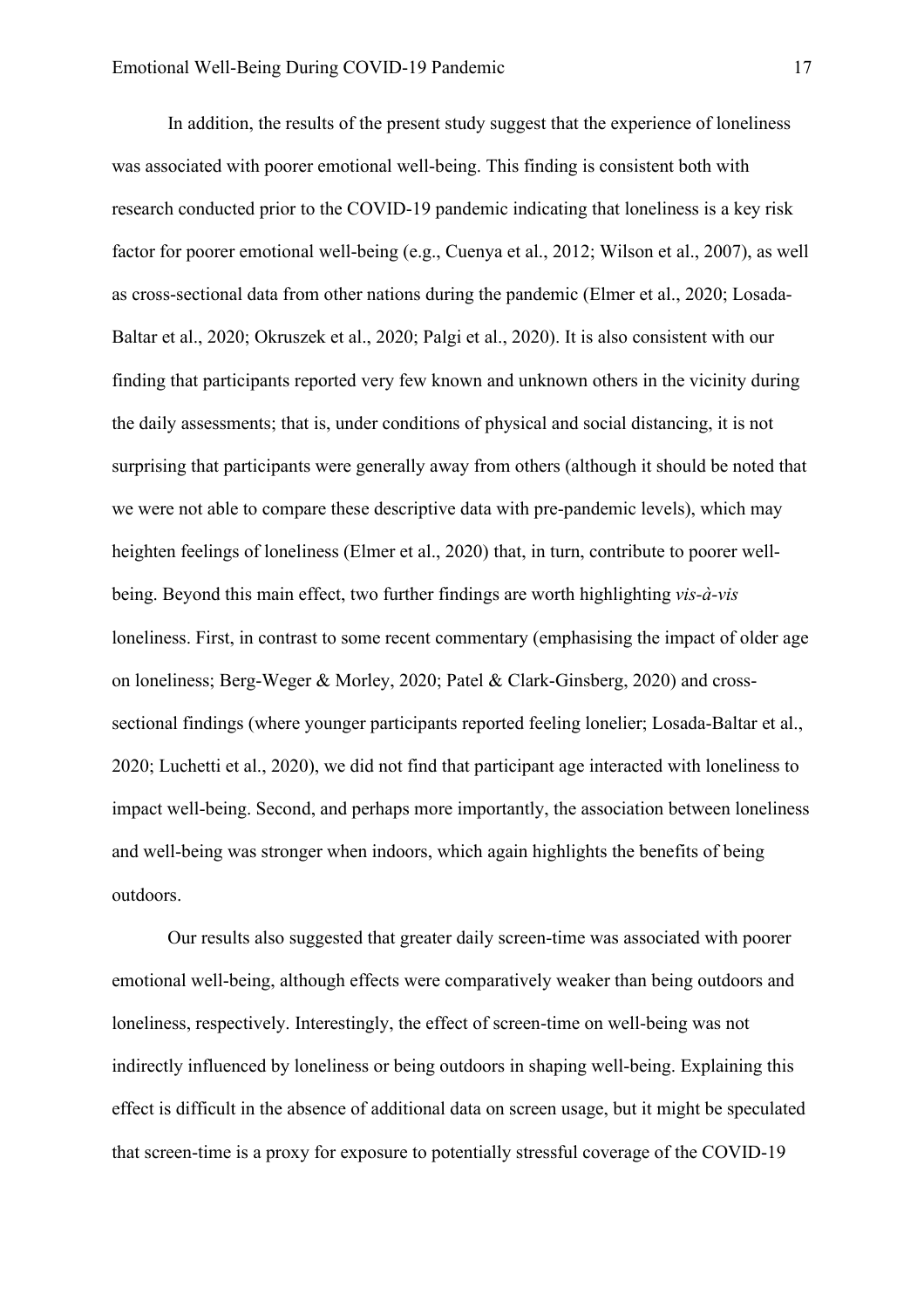In addition, the results of the present study suggest that the experience of loneliness was associated with poorer emotional well-being. This finding is consistent both with research conducted prior to the COVID-19 pandemic indicating that loneliness is a key risk factor for poorer emotional well-being (e.g., Cuenya et al., 2012; Wilson et al., 2007), as well as cross-sectional data from other nations during the pandemic (Elmer et al., 2020; Losada-Baltar et al., 2020; Okruszek et al., 2020; Palgi et al., 2020). It is also consistent with our finding that participants reported very few known and unknown others in the vicinity during the daily assessments; that is, under conditions of physical and social distancing, it is not surprising that participants were generally away from others (although it should be noted that we were not able to compare these descriptive data with pre-pandemic levels), which may heighten feelings of loneliness (Elmer et al., 2020) that, in turn, contribute to poorer well-being. Beyond this main effect, two further findings are worth highlighting *vis-à-vis* loneliness. First, in contrast to some recent commentary (emphasising the impact of older age on loneliness; Berg-Weger & Morley, 2020; Patel & Clark-Ginsberg, 2020) and cross-sectional findings (where younger participants reported feeling lonelier; Losada-Baltar et al., 2020; Luchetti et al., 2020), we did not find that participant age interacted with loneliness to impact well-being. Second, and perhaps more importantly, the association between loneliness and well-being was stronger when indoors, which again highlights the benefits of being outdoors.

Our results also suggested that greater daily screen-time was associated with poorer emotional well-being, although effects were comparatively weaker than being outdoors and loneliness, respectively. Interestingly, the effect of screen-time on well-being was not indirectly influenced by loneliness or being outdoors in shaping well-being. Explaining this effect is difficult in the absence of additional data on screen usage, but it might be speculated that screen-time is a proxy for exposure to potentially stressful coverage of the COVID-19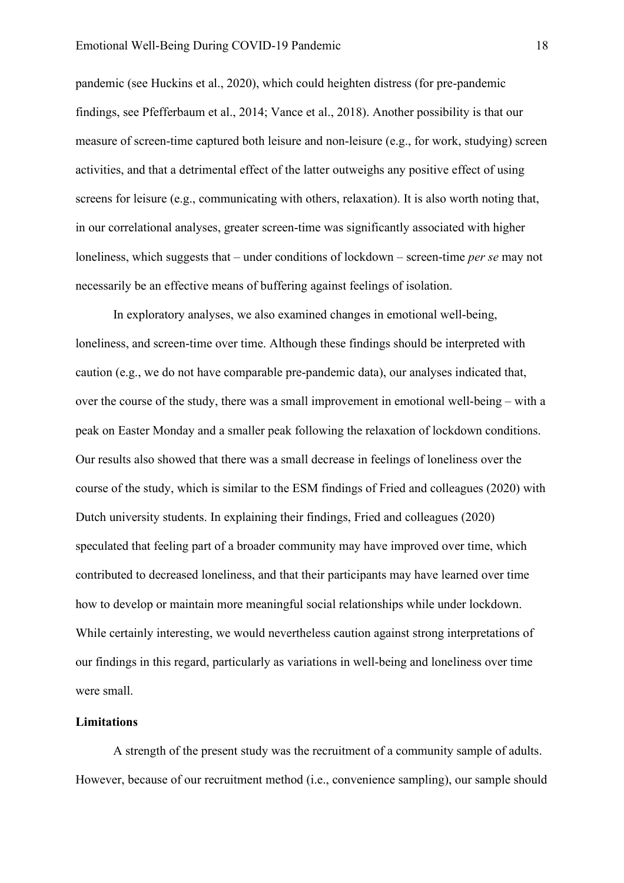pandemic (see Huckins et al., 2020), which could heighten distress (for pre-pandemic findings, see Pfefferbaum et al., 2014; Vance et al., 2018). Another possibility is that our measure of screen-time captured both leisure and non-leisure (e.g., for work, studying) screen activities, and that a detrimental effect of the latter outweighs any positive effect of using screens for leisure (e.g., communicating with others, relaxation). It is also worth noting that, in our correlational analyses, greater screen-time was significantly associated with higher loneliness, which suggests that – under conditions of lockdown – screen-time *per se* may not necessarily be an effective means of buffering against feelings of isolation.

In exploratory analyses, we also examined changes in emotional well-being, loneliness, and screen-time over time. Although these findings should be interpreted with caution (e.g., we do not have comparable pre-pandemic data), our analyses indicated that, over the course of the study, there was a small improvement in emotional well-being – with a peak on Easter Monday and a smaller peak following the relaxation of lockdown conditions. Our results also showed that there was a small decrease in feelings of loneliness over the course of the study, which is similar to the ESM findings of Fried and colleagues (2020) with Dutch university students. In explaining their findings, Fried and colleagues (2020) speculated that feeling part of a broader community may have improved over time, which contributed to decreased loneliness, and that their participants may have learned over time how to develop or maintain more meaningful social relationships while under lockdown. While certainly interesting, we would nevertheless caution against strong interpretations of our findings in this regard, particularly as variations in well-being and loneliness over time were small.

**Limitations**

A strength of the present study was the recruitment of a community sample of adults. However, because of our recruitment method (i.e., convenience sampling), our sample should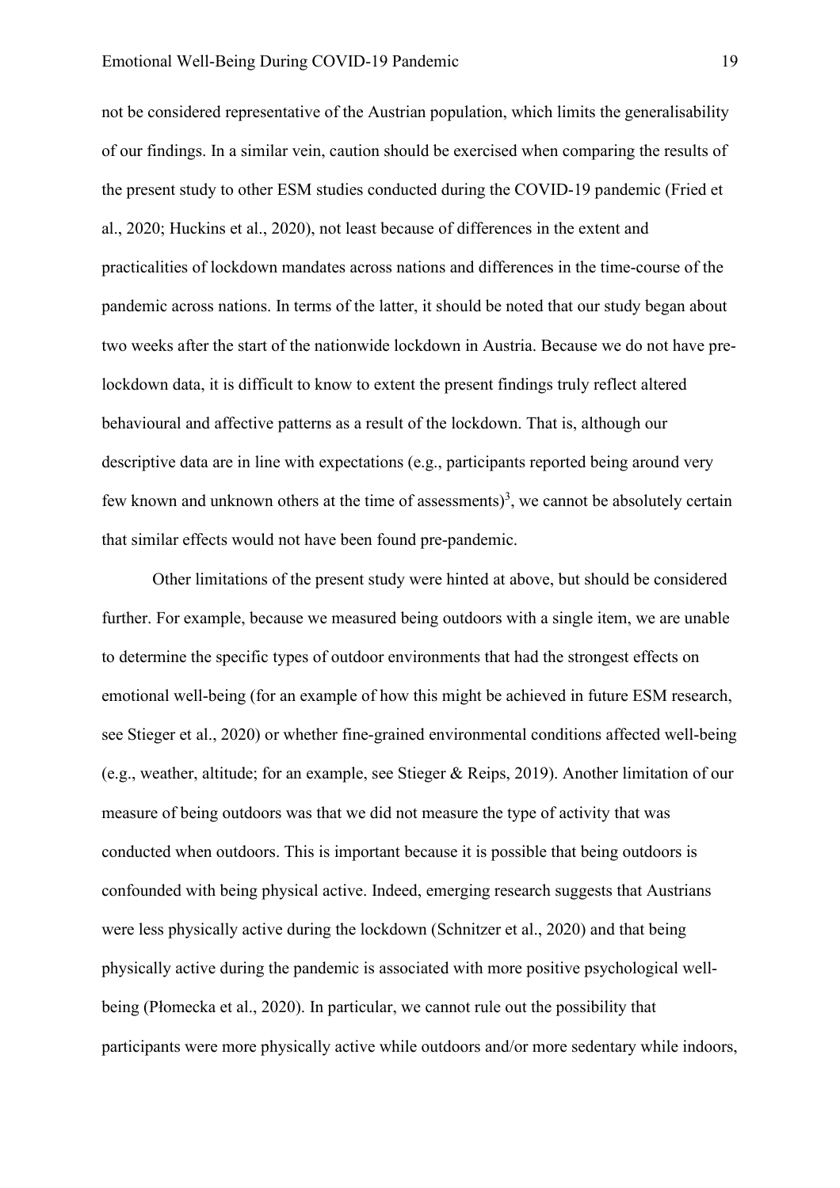not be considered representative of the Austrian population, which limits the generalisability of our findings. In a similar vein, caution should be exercised when comparing the results of the present study to other ESM studies conducted during the COVID-19 pandemic (Fried et al., 2020; Huckins et al., 2020), not least because of differences in the extent and practicalities of lockdown mandates across nations and differences in the time-course of the pandemic across nations. In terms of the latter, it should be noted that our study began about two weeks after the start of the nationwide lockdown in Austria. Because we do not have pre-lockdown data, it is difficult to know to extent the present findings truly reflect altered behavioural and affective patterns as a result of the lockdown. That is, although our descriptive data are in line with expectations (e.g., participants reported being around very few known and unknown others at the time of assessments)[3], we cannot be absolutely certain that similar effects would not have been found pre-pandemic.

Other limitations of the present study were hinted at above, but should be considered further. For example, because we measured being outdoors with a single item, we are unable to determine the specific types of outdoor environments that had the strongest effects on emotional well-being (for an example of how this might be achieved in future ESM research, see Stieger et al., 2020) or whether fine-grained environmental conditions affected well-being (e.g., weather, altitude; for an example, see Stieger & Reips, 2019). Another limitation of our measure of being outdoors was that we did not measure the type of activity that was conducted when outdoors. This is important because it is possible that being outdoors is confounded with being physical active. Indeed, emerging research suggests that Austrians were less physically active during the lockdown (Schnitzer et al., 2020) and that being physically active during the pandemic is associated with more positive psychological well-being (Płomecka et al., 2020). In particular, we cannot rule out the possibility that participants were more physically active while outdoors and/or more sedentary while indoors,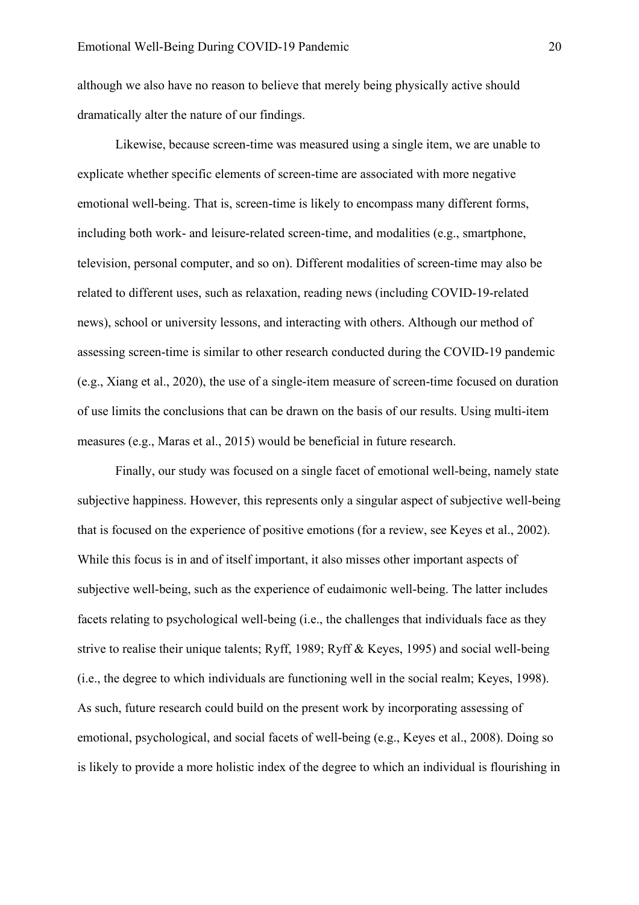although we also have no reason to believe that merely being physically active should dramatically alter the nature of our findings.

Likewise, because screen-time was measured using a single item, we are unable to explicate whether specific elements of screen-time are associated with more negative emotional well-being. That is, screen-time is likely to encompass many different forms, including both work- and leisure-related screen-time, and modalities (e.g., smartphone, television, personal computer, and so on). Different modalities of screen-time may also be related to different uses, such as relaxation, reading news (including COVID-19-related news), school or university lessons, and interacting with others. Although our method of assessing screen-time is similar to other research conducted during the COVID-19 pandemic (e.g., Xiang et al., 2020), the use of a single-item measure of screen-time focused on duration of use limits the conclusions that can be drawn on the basis of our results. Using multi-item measures (e.g., Maras et al., 2015) would be beneficial in future research.

Finally, our study was focused on a single facet of emotional well-being, namely state subjective happiness. However, this represents only a singular aspect of subjective well-being that is focused on the experience of positive emotions (for a review, see Keyes et al., 2002). While this focus is in and of itself important, it also misses other important aspects of subjective well-being, such as the experience of eudaimonic well-being. The latter includes facets relating to psychological well-being (i.e., the challenges that individuals face as they strive to realise their unique talents; Ryff, 1989; Ryff & Keyes, 1995) and social well-being (i.e., the degree to which individuals are functioning well in the social realm; Keyes, 1998). As such, future research could build on the present work by incorporating assessing of emotional, psychological, and social facets of well-being (e.g., Keyes et al., 2008). Doing so is likely to provide a more holistic index of the degree to which an individual is flourishing in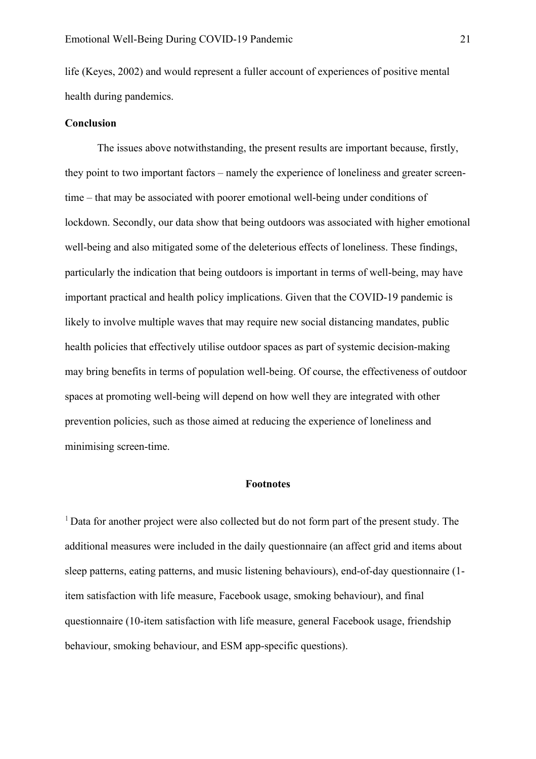life (Keyes, 2002) and would represent a fuller account of experiences of positive mental health during pandemics.

**Conclusion**

The issues above notwithstanding, the present results are important because, firstly, they point to two important factors – namely the experience of loneliness and greater screen-time – that may be associated with poorer emotional well-being under conditions of lockdown. Secondly, our data show that being outdoors was associated with higher emotional well-being and also mitigated some of the deleterious effects of loneliness. These findings, particularly the indication that being outdoors is important in terms of well-being, may have important practical and health policy implications. Given that the COVID-19 pandemic is likely to involve multiple waves that may require new social distancing mandates, public health policies that effectively utilise outdoor spaces as part of systemic decision-making may bring benefits in terms of population well-being. Of course, the effectiveness of outdoor spaces at promoting well-being will depend on how well they are integrated with other prevention policies, such as those aimed at reducing the experience of loneliness and minimising screen-time.

## Footnotes

[1] Data for another project were also collected but do not form part of the present study. The additional measures were included in the daily questionnaire (an affect grid and items about sleep patterns, eating patterns, and music listening behaviours), end-of-day questionnaire (1-item satisfaction with life measure, Facebook usage, smoking behaviour), and final questionnaire (10-item satisfaction with life measure, general Facebook usage, friendship behaviour, smoking behaviour, and ESM app-specific questions).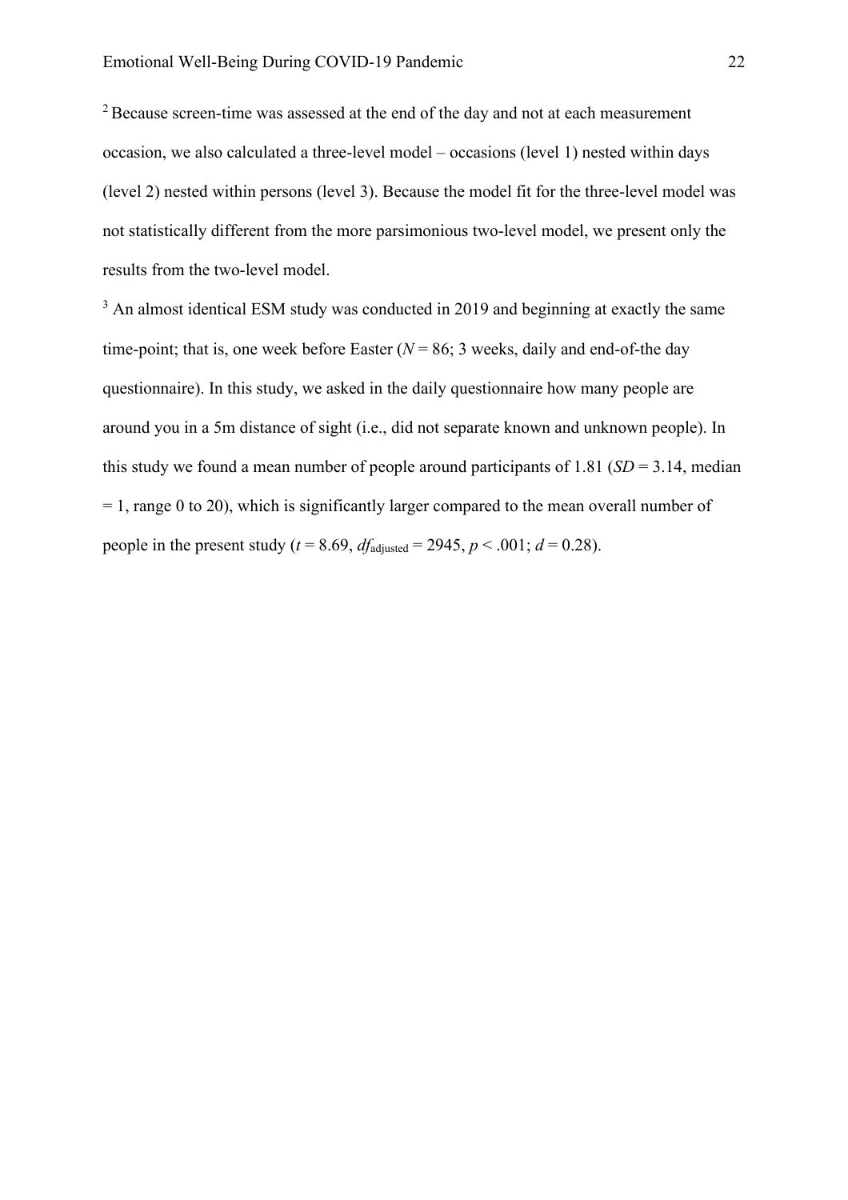[2] Because screen-time was assessed at the end of the day and not at each measurement occasion, we also calculated a three-level model – occasions (level 1) nested within days (level 2) nested within persons (level 3). Because the model fit for the three-level model was not statistically different from the more parsimonious two-level model, we present only the results from the two-level model.

[3] An almost identical ESM study was conducted in 2019 and beginning at exactly the same time-point; that is, one week before Easter ($N$ = 86; 3 weeks, daily and end-of-the day questionnaire). In this study, we asked in the daily questionnaire how many people are around you in a 5m distance of sight (i.e., did not separate known and unknown people). In this study we found a mean number of people around participants of 1.81 ($SD$ = 3.14, median = 1, range 0 to 20), which is significantly larger compared to the mean overall number of people in the present study ($t$ = 8.69, $df_{\text{adjusted}}$ = 2945, $p$ < .001; $d$ = 0.28).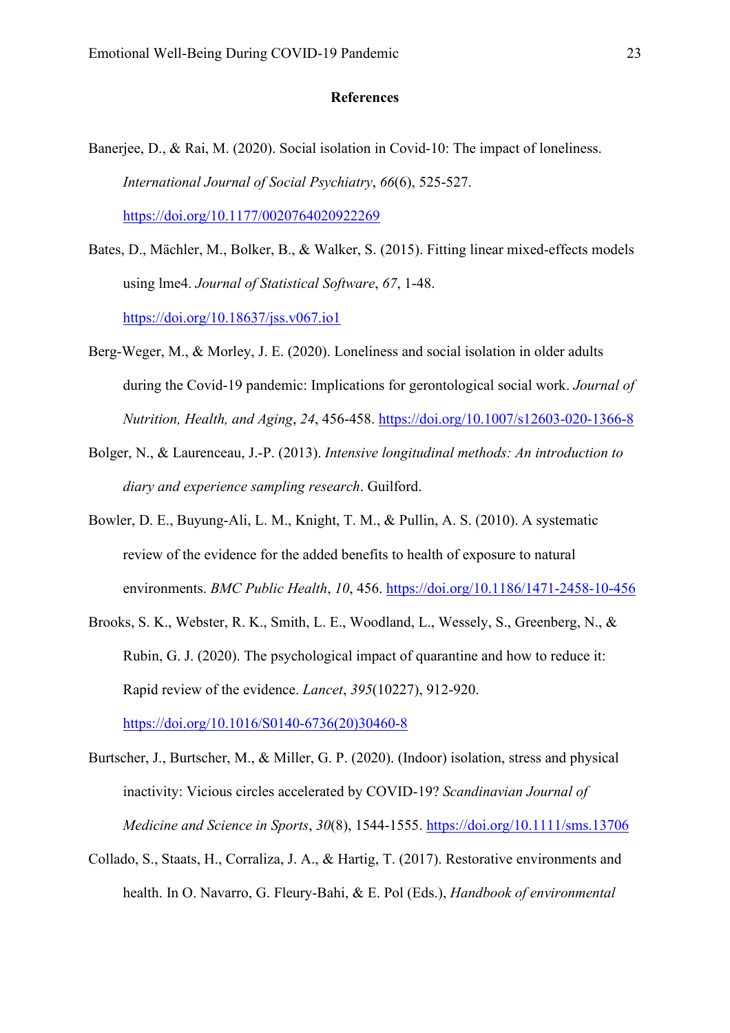**References**

Banerjee, D., & Rai, M. (2020). Social isolation in Covid-10: The impact of loneliness. *International Journal of Social Psychiatry*, *66*(6), 525-527. https://doi.org/10.1177/0020764020922269

Bates, D., Mächler, M., Bolker, B., & Walker, S. (2015). Fitting linear mixed-effects models using lme4. *Journal of Statistical Software*, *67*, 1-48. https://doi.org/10.18637/jss.v067.io1

Berg-Weger, M., & Morley, J. E. (2020). Loneliness and social isolation in older adults during the Covid-19 pandemic: Implications for gerontological social work. *Journal of Nutrition, Health, and Aging*, *24*, 456-458. https://doi.org/10.1007/s12603-020-1366-8

Bolger, N., & Laurenceau, J.-P. (2013). *Intensive longitudinal methods: An introduction to diary and experience sampling research*. Guilford.

Bowler, D. E., Buyung-Ali, L. M., Knight, T. M., & Pullin, A. S. (2010). A systematic review of the evidence for the added benefits to health of exposure to natural environments. *BMC Public Health*, *10*, 456. https://doi.org/10.1186/1471-2458-10-456

Brooks, S. K., Webster, R. K., Smith, L. E., Woodland, L., Wessely, S., Greenberg, N., & Rubin, G. J. (2020). The psychological impact of quarantine and how to reduce it: Rapid review of the evidence. *Lancet*, *395*(10227), 912-920. https://doi.org/10.1016/S0140-6736(20)30460-8

Burtscher, J., Burtscher, M., & Miller, G. P. (2020). (Indoor) isolation, stress and physical inactivity: Vicious circles accelerated by COVID-19? *Scandinavian Journal of Medicine and Science in Sports*, *30*(8), 1544-1555. https://doi.org/10.1111/sms.13706

Collado, S., Staats, H., Corraliza, J. A., & Hartig, T. (2017). Restorative environments and health. In O. Navarro, G. Fleury-Bahi, & E. Pol (Eds.), *Handbook of environmental*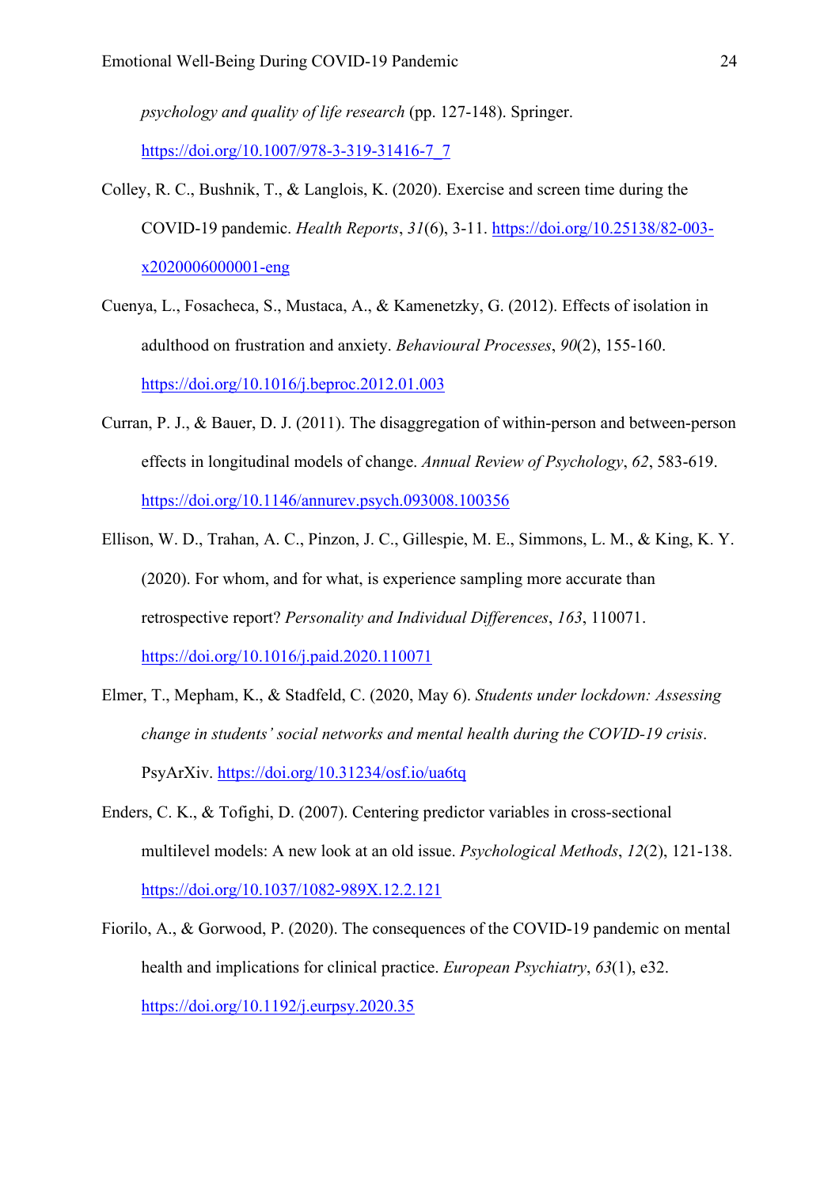*psychology and quality of life research* (pp. 127-148). Springer. https://doi.org/10.1007/978-3-319-31416-7_7

Colley, R. C., Bushnik, T., & Langlois, K. (2020). Exercise and screen time during the COVID-19 pandemic. *Health Reports*, *31*(6), 3-11. https://doi.org/10.25138/82-003-x2020006000001-eng

Cuenya, L., Fosacheca, S., Mustaca, A., & Kamenetzky, G. (2012). Effects of isolation in adulthood on frustration and anxiety. *Behavioural Processes*, *90*(2), 155-160. https://doi.org/10.1016/j.beproc.2012.01.003

Curran, P. J., & Bauer, D. J. (2011). The disaggregation of within-person and between-person effects in longitudinal models of change. *Annual Review of Psychology*, *62*, 583-619. https://doi.org/10.1146/annurev.psych.093008.100356

Ellison, W. D., Trahan, A. C., Pinzon, J. C., Gillespie, M. E., Simmons, L. M., & King, K. Y. (2020). For whom, and for what, is experience sampling more accurate than retrospective report? *Personality and Individual Differences*, *163*, 110071. https://doi.org/10.1016/j.paid.2020.110071

Elmer, T., Mepham, K., & Stadfeld, C. (2020, May 6). *Students under lockdown: Assessing change in students' social networks and mental health during the COVID-19 crisis*. PsyArXiv. https://doi.org/10.31234/osf.io/ua6tq

Enders, C. K., & Tofighi, D. (2007). Centering predictor variables in cross-sectional multilevel models: A new look at an old issue. *Psychological Methods*, *12*(2), 121-138. https://doi.org/10.1037/1082-989X.12.2.121

Fiorilo, A., & Gorwood, P. (2020). The consequences of the COVID-19 pandemic on mental health and implications for clinical practice. *European Psychiatry*, *63*(1), e32. https://doi.org/10.1192/j.eurpsy.2020.35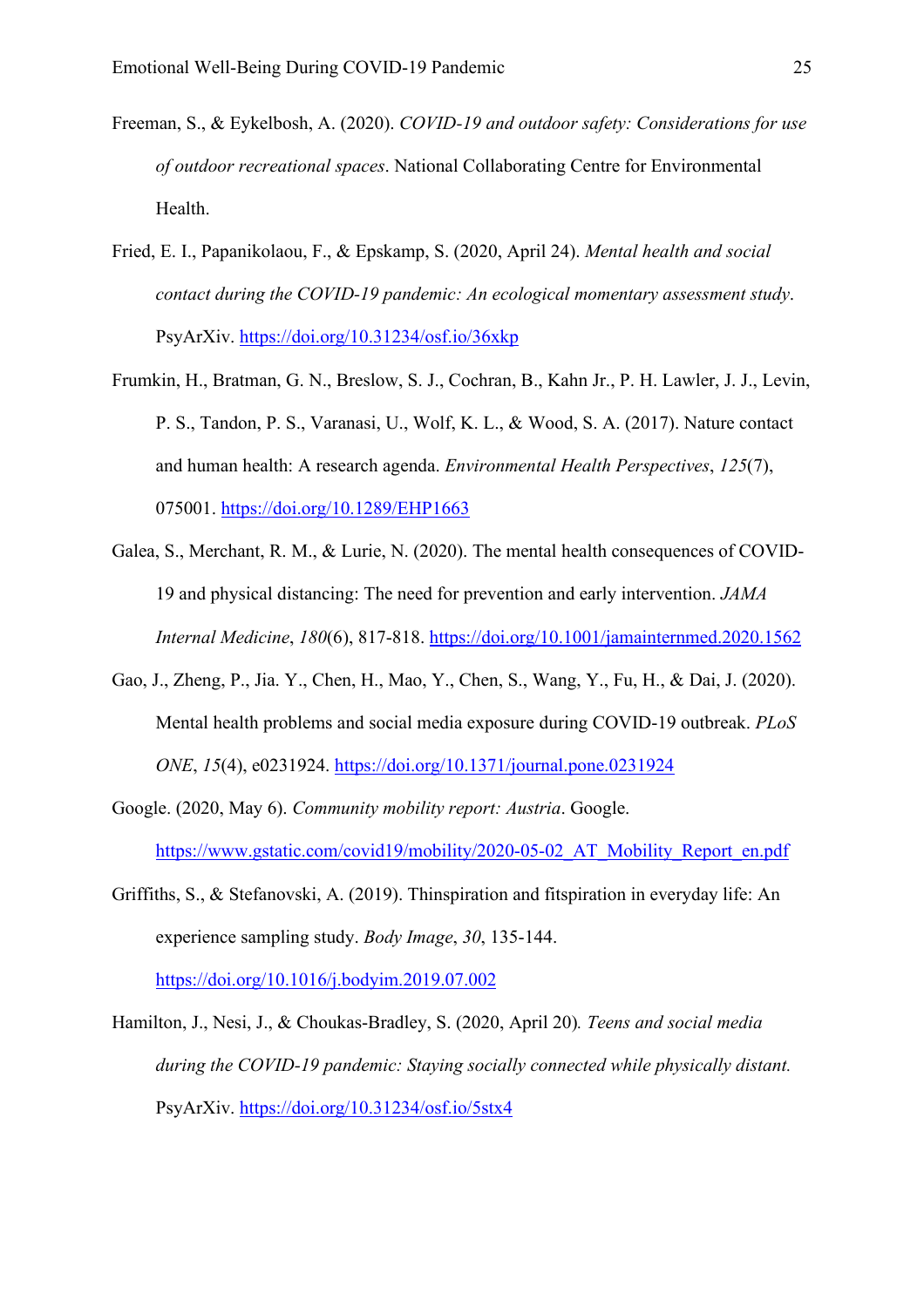Freeman, S., & Eykelbosh, A. (2020). *COVID-19 and outdoor safety: Considerations for use of outdoor recreational spaces*. National Collaborating Centre for Environmental Health.

Fried, E. I., Papanikolaou, F., & Epskamp, S. (2020, April 24). *Mental health and social contact during the COVID-19 pandemic: An ecological momentary assessment study*. PsyArXiv. https://doi.org/10.31234/osf.io/36xkp

Frumkin, H., Bratman, G. N., Breslow, S. J., Cochran, B., Kahn Jr., P. H. Lawler, J. J., Levin, P. S., Tandon, P. S., Varanasi, U., Wolf, K. L., & Wood, S. A. (2017). Nature contact and human health: A research agenda. *Environmental Health Perspectives*, *125*(7), 075001. https://doi.org/10.1289/EHP1663

Galea, S., Merchant, R. M., & Lurie, N. (2020). The mental health consequences of COVID-19 and physical distancing: The need for prevention and early intervention. *JAMA Internal Medicine*, *180*(6), 817-818. https://doi.org/10.1001/jamainternmed.2020.1562

Gao, J., Zheng, P., Jia. Y., Chen, H., Mao, Y., Chen, S., Wang, Y., Fu, H., & Dai, J. (2020). Mental health problems and social media exposure during COVID-19 outbreak. *PLoS ONE*, *15*(4), e0231924. https://doi.org/10.1371/journal.pone.0231924

Google. (2020, May 6). *Community mobility report: Austria*. Google. https://www.gstatic.com/covid19/mobility/2020-05-02_AT_Mobility_Report_en.pdf

Griffiths, S., & Stefanovski, A. (2019). Thinspiration and fitspiration in everyday life: An experience sampling study. *Body Image*, *30*, 135-144. https://doi.org/10.1016/j.bodyim.2019.07.002

Hamilton, J., Nesi, J., & Choukas-Bradley, S. (2020, April 20). *Teens and social media during the COVID-19 pandemic: Staying socially connected while physically distant.* PsyArXiv. https://doi.org/10.31234/osf.io/5stx4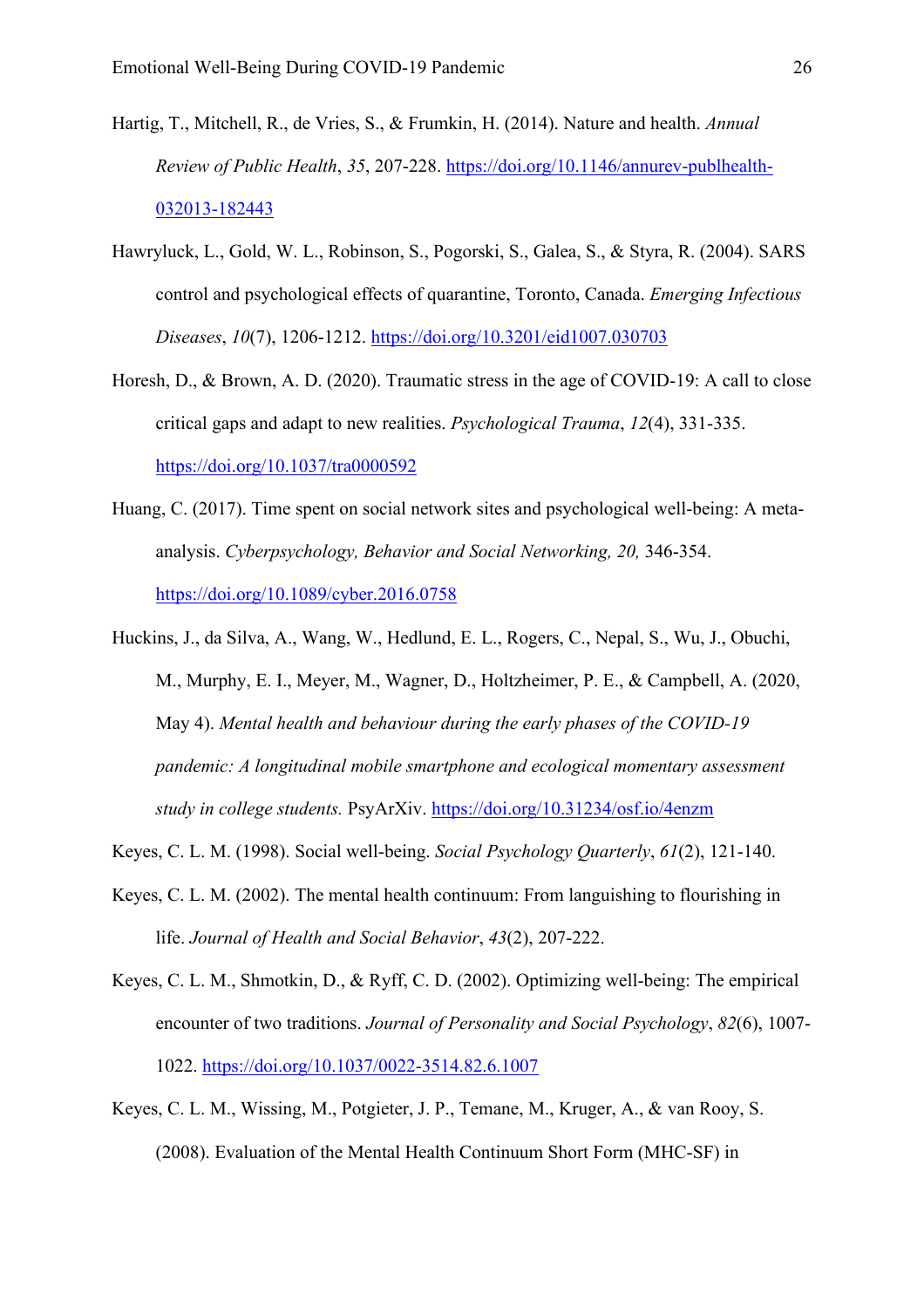Hartig, T., Mitchell, R., de Vries, S., & Frumkin, H. (2014). Nature and health. *Annual Review of Public Health*, *35*, 207-228. https://doi.org/10.1146/annurev-publhealth-032013-182443

Hawryluck, L., Gold, W. L., Robinson, S., Pogorski, S., Galea, S., & Styra, R. (2004). SARS control and psychological effects of quarantine, Toronto, Canada. *Emerging Infectious Diseases*, *10*(7), 1206-1212. https://doi.org/10.3201/eid1007.030703

Horesh, D., & Brown, A. D. (2020). Traumatic stress in the age of COVID-19: A call to close critical gaps and adapt to new realities. *Psychological Trauma*, *12*(4), 331-335. https://doi.org/10.1037/tra0000592

Huang, C. (2017). Time spent on social network sites and psychological well-being: A meta-analysis. *Cyberpsychology, Behavior and Social Networking, 20,* 346-354. https://doi.org/10.1089/cyber.2016.0758

Huckins, J., da Silva, A., Wang, W., Hedlund, E. L., Rogers, C., Nepal, S., Wu, J., Obuchi, M., Murphy, E. I., Meyer, M., Wagner, D., Holtzheimer, P. E., & Campbell, A. (2020, May 4). *Mental health and behaviour during the early phases of the COVID-19 pandemic: A longitudinal mobile smartphone and ecological momentary assessment study in college students.* PsyArXiv. https://doi.org/10.31234/osf.io/4enzm

Keyes, C. L. M. (1998). Social well-being. *Social Psychology Quarterly*, *61*(2), 121-140.

Keyes, C. L. M. (2002). The mental health continuum: From languishing to flourishing in life. *Journal of Health and Social Behavior*, *43*(2), 207-222.

Keyes, C. L. M., Shmotkin, D., & Ryff, C. D. (2002). Optimizing well-being: The empirical encounter of two traditions. *Journal of Personality and Social Psychology*, *82*(6), 1007-1022. https://doi.org/10.1037/0022-3514.82.6.1007

Keyes, C. L. M., Wissing, M., Potgieter, J. P., Temane, M., Kruger, A., & van Rooy, S. (2008). Evaluation of the Mental Health Continuum Short Form (MHC-SF) in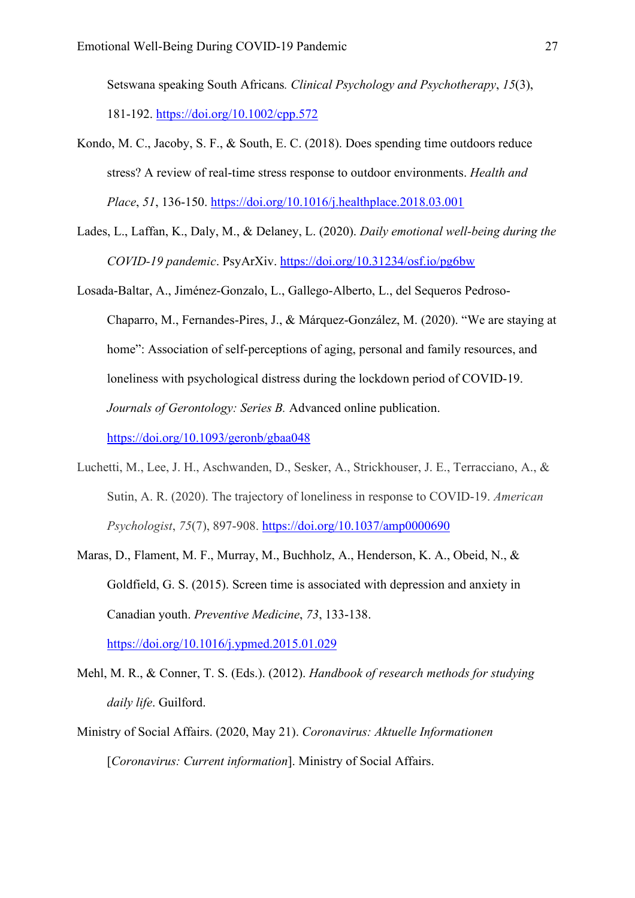Setswana speaking South Africans. *Clinical Psychology and Psychotherapy*, *15*(3), 181-192. https://doi.org/10.1002/cpp.572

Kondo, M. C., Jacoby, S. F., & South, E. C. (2018). Does spending time outdoors reduce stress? A review of real-time stress response to outdoor environments. *Health and Place*, *51*, 136-150. https://doi.org/10.1016/j.healthplace.2018.03.001

Lades, L., Laffan, K., Daly, M., & Delaney, L. (2020). *Daily emotional well-being during the COVID-19 pandemic*. PsyArXiv. https://doi.org/10.31234/osf.io/pg6bw

Losada-Baltar, A., Jiménez-Gonzalo, L., Gallego-Alberto, L., del Sequeros Pedroso-Chaparro, M., Fernandes-Pires, J., & Márquez-González, M. (2020). "We are staying at home": Association of self-perceptions of aging, personal and family resources, and loneliness with psychological distress during the lockdown period of COVID-19. *Journals of Gerontology: Series B.* Advanced online publication. https://doi.org/10.1093/geronb/gbaa048

Luchetti, M., Lee, J. H., Aschwanden, D., Sesker, A., Strickhouser, J. E., Terracciano, A., & Sutin, A. R. (2020). The trajectory of loneliness in response to COVID-19. *American Psychologist*, *75*(7), 897-908. https://doi.org/10.1037/amp0000690

Maras, D., Flament, M. F., Murray, M., Buchholz, A., Henderson, K. A., Obeid, N., & Goldfield, G. S. (2015). Screen time is associated with depression and anxiety in Canadian youth. *Preventive Medicine*, *73*, 133-138. https://doi.org/10.1016/j.ypmed.2015.01.029

Mehl, M. R., & Conner, T. S. (Eds.). (2012). *Handbook of research methods for studying daily life*. Guilford.

Ministry of Social Affairs. (2020, May 21). *Coronavirus: Aktuelle Informationen* [*Coronavirus: Current information*]. Ministry of Social Affairs.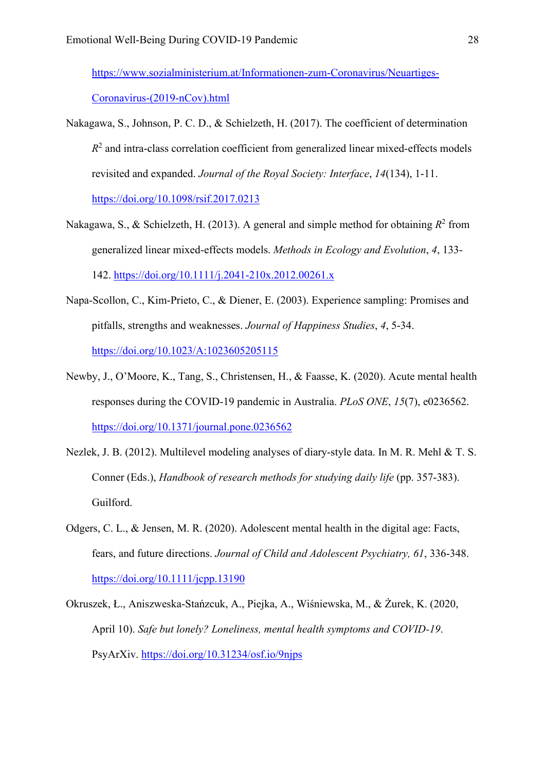https://www.sozialministerium.at/Informationen-zum-Coronavirus/Neuartiges-Coronavirus-(2019-nCov).html

Nakagawa, S., Johnson, P. C. D., & Schielzeth, H. (2017). The coefficient of determination $R^2$ and intra-class correlation coefficient from generalized linear mixed-effects models revisited and expanded. *Journal of the Royal Society: Interface*, *14*(134), 1-11. https://doi.org/10.1098/rsif.2017.0213

Nakagawa, S., & Schielzeth, H. (2013). A general and simple method for obtaining $R^2$ from generalized linear mixed-effects models. *Methods in Ecology and Evolution*, *4*, 133-142. https://doi.org/10.1111/j.2041-210x.2012.00261.x

Napa-Scollon, C., Kim-Prieto, C., & Diener, E. (2003). Experience sampling: Promises and pitfalls, strengths and weaknesses. *Journal of Happiness Studies*, *4*, 5-34. https://doi.org/10.1023/A:1023605205115

Newby, J., O'Moore, K., Tang, S., Christensen, H., & Faasse, K. (2020). Acute mental health responses during the COVID-19 pandemic in Australia. *PLoS ONE*, *15*(7), e0236562. https://doi.org/10.1371/journal.pone.0236562

Nezlek, J. B. (2012). Multilevel modeling analyses of diary-style data. In M. R. Mehl & T. S. Conner (Eds.), *Handbook of research methods for studying daily life* (pp. 357-383). Guilford.

Odgers, C. L., & Jensen, M. R. (2020). Adolescent mental health in the digital age: Facts, fears, and future directions. *Journal of Child and Adolescent Psychiatry, 61*, 336-348. https://doi.org/10.1111/jcpp.13190

Okruszek, Ł., Aniszweska-Stańzcuk, A., Piejka, A., Wiśniewska, M., & Żurek, K. (2020, April 10). *Safe but lonely? Loneliness, mental health symptoms and COVID-19*. PsyArXiv. https://doi.org/10.31234/osf.io/9njps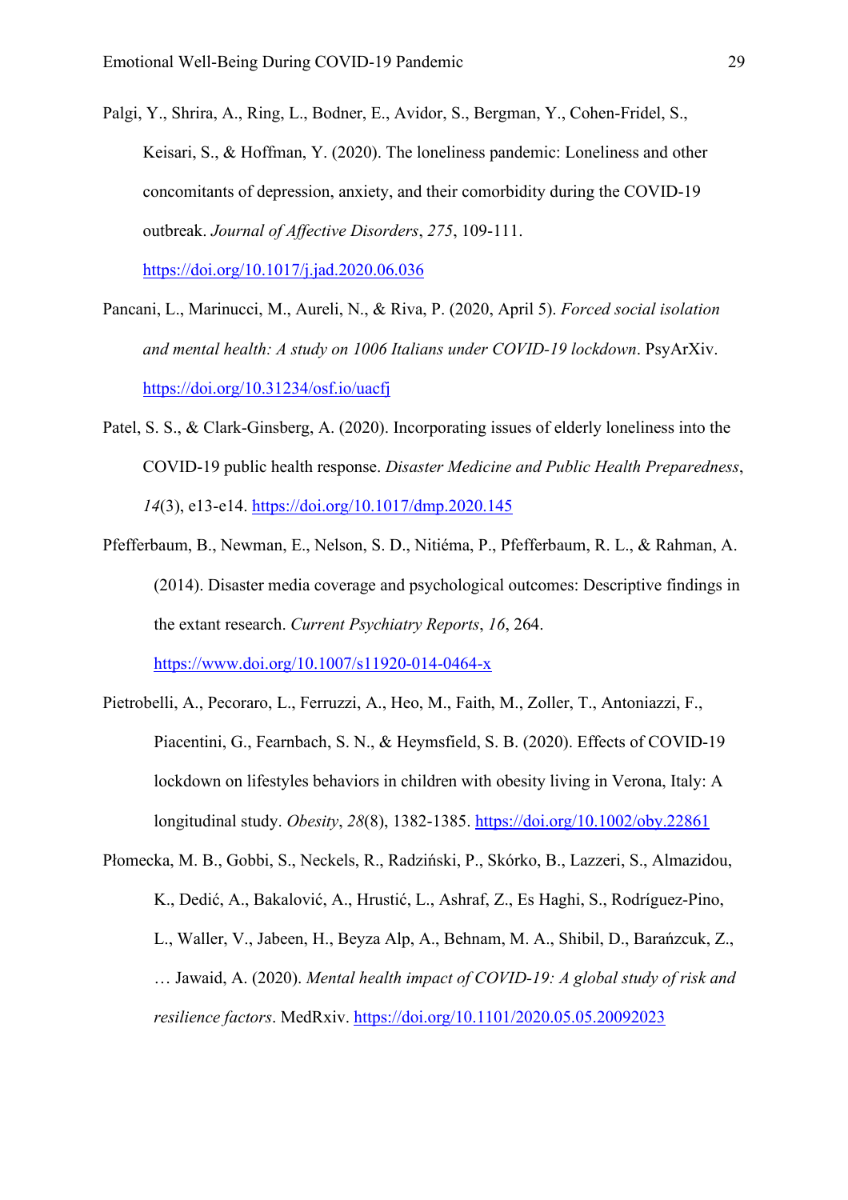Palgi, Y., Shrira, A., Ring, L., Bodner, E., Avidor, S., Bergman, Y., Cohen-Fridel, S., Keisari, S., & Hoffman, Y. (2020). The loneliness pandemic: Loneliness and other concomitants of depression, anxiety, and their comorbidity during the COVID-19 outbreak. *Journal of Affective Disorders*, *275*, 109-111. https://doi.org/10.1017/j.jad.2020.06.036

Pancani, L., Marinucci, M., Aureli, N., & Riva, P. (2020, April 5). *Forced social isolation and mental health: A study on 1006 Italians under COVID-19 lockdown*. PsyArXiv. https://doi.org/10.31234/osf.io/uacfj

Patel, S. S., & Clark-Ginsberg, A. (2020). Incorporating issues of elderly loneliness into the COVID-19 public health response. *Disaster Medicine and Public Health Preparedness*, *14*(3), e13-e14. https://doi.org/10.1017/dmp.2020.145

Pfefferbaum, B., Newman, E., Nelson, S. D., Nitiéma, P., Pfefferbaum, R. L., & Rahman, A. (2014). Disaster media coverage and psychological outcomes: Descriptive findings in the extant research. *Current Psychiatry Reports*, *16*, 264. https://www.doi.org/10.1007/s11920-014-0464-x

Pietrobelli, A., Pecoraro, L., Ferruzzi, A., Heo, M., Faith, M., Zoller, T., Antoniazzi, F., Piacentini, G., Fearnbach, S. N., & Heymsfield, S. B. (2020). Effects of COVID-19 lockdown on lifestyles behaviors in children with obesity living in Verona, Italy: A longitudinal study. *Obesity*, *28*(8), 1382-1385. https://doi.org/10.1002/oby.22861

Płomecka, M. B., Gobbi, S., Neckels, R., Radziński, P., Skórko, B., Lazzeri, S., Almazidou, K., Dedić, A., Bakalović, A., Hrustić, L., Ashraf, Z., Es Haghi, S., Rodríguez-Pino, L., Waller, V., Jabeen, H., Beyza Alp, A., Behnam, M. A., Shibil, D., Barańzcuk, Z., … Jawaid, A. (2020). *Mental health impact of COVID-19: A global study of risk and resilience factors*. MedRxiv. https://doi.org/10.1101/2020.05.05.20092023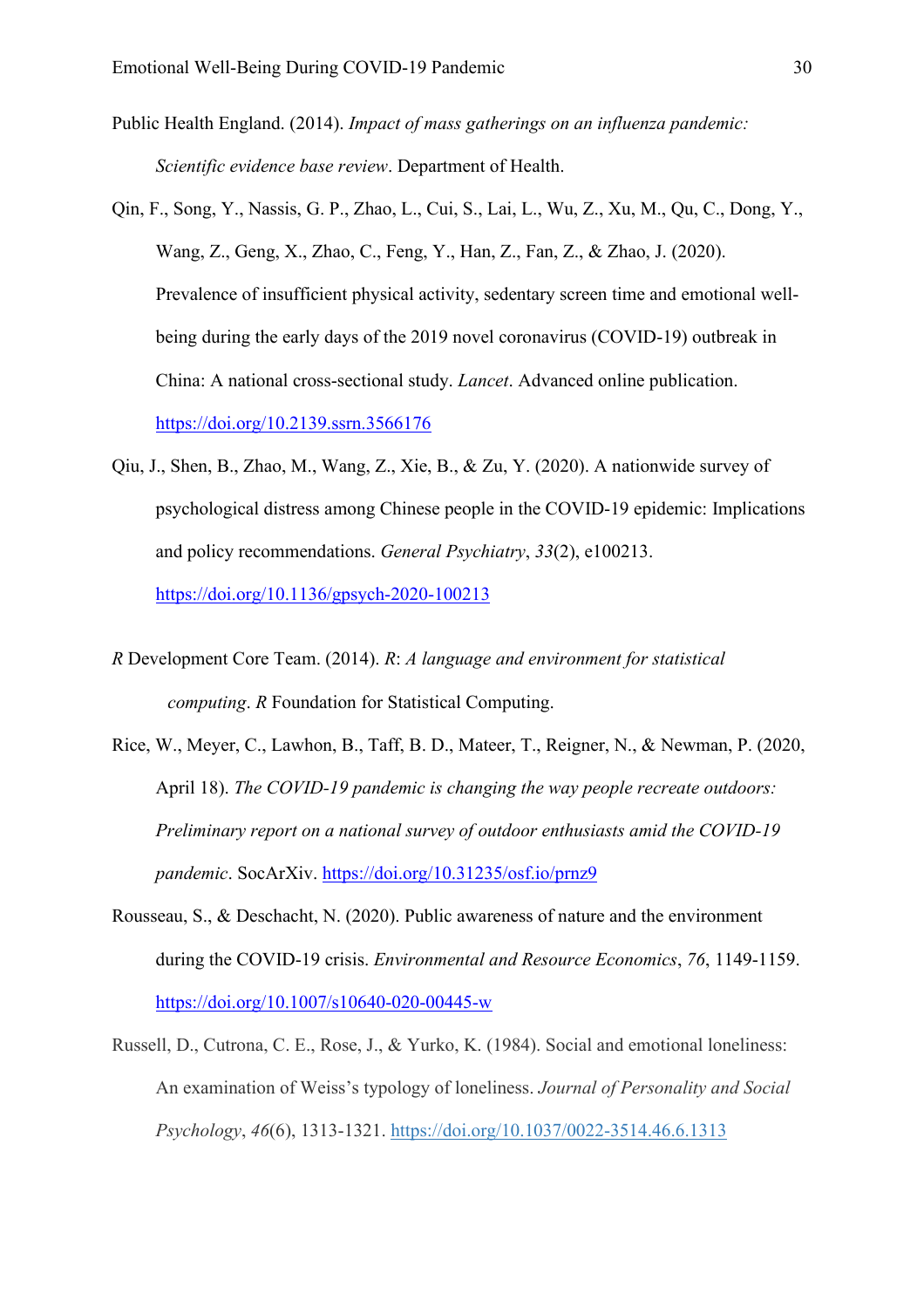Public Health England. (2014). *Impact of mass gatherings on an influenza pandemic: Scientific evidence base review*. Department of Health.

Qin, F., Song, Y., Nassis, G. P., Zhao, L., Cui, S., Lai, L., Wu, Z., Xu, M., Qu, C., Dong, Y., Wang, Z., Geng, X., Zhao, C., Feng, Y., Han, Z., Fan, Z., & Zhao, J. (2020). Prevalence of insufficient physical activity, sedentary screen time and emotional well-being during the early days of the 2019 novel coronavirus (COVID-19) outbreak in China: A national cross-sectional study. *Lancet*. Advanced online publication. https://doi.org/10.2139.ssrn.3566176

Qiu, J., Shen, B., Zhao, M., Wang, Z., Xie, B., & Zu, Y. (2020). A nationwide survey of psychological distress among Chinese people in the COVID-19 epidemic: Implications and policy recommendations. *General Psychiatry*, *33*(2), e100213. https://doi.org/10.1136/gpsych-2020-100213

*R* Development Core Team. (2014). *R*: *A language and environment for statistical computing*. *R* Foundation for Statistical Computing.

Rice, W., Meyer, C., Lawhon, B., Taff, B. D., Mateer, T., Reigner, N., & Newman, P. (2020, April 18). *The COVID-19 pandemic is changing the way people recreate outdoors: Preliminary report on a national survey of outdoor enthusiasts amid the COVID-19 pandemic*. SocArXiv. https://doi.org/10.31235/osf.io/prnz9

Rousseau, S., & Deschacht, N. (2020). Public awareness of nature and the environment during the COVID-19 crisis. *Environmental and Resource Economics*, *76*, 1149-1159. https://doi.org/10.1007/s10640-020-00445-w

Russell, D., Cutrona, C. E., Rose, J., & Yurko, K. (1984). Social and emotional loneliness: An examination of Weiss's typology of loneliness. *Journal of Personality and Social Psychology*, *46*(6), 1313-1321. https://doi.org/10.1037/0022-3514.46.6.1313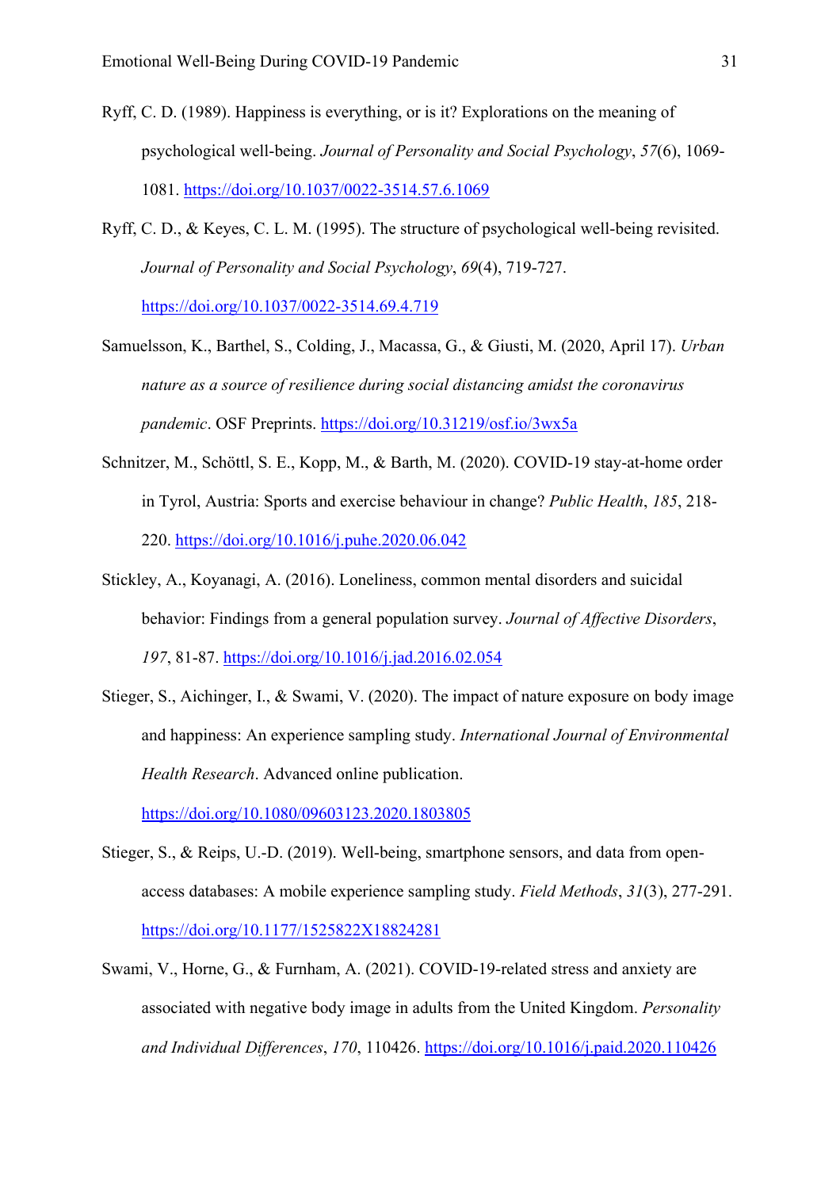Ryff, C. D. (1989). Happiness is everything, or is it? Explorations on the meaning of psychological well-being. *Journal of Personality and Social Psychology*, *57*(6), 1069-1081. https://doi.org/10.1037/0022-3514.57.6.1069

Ryff, C. D., & Keyes, C. L. M. (1995). The structure of psychological well-being revisited. *Journal of Personality and Social Psychology*, *69*(4), 719-727. https://doi.org/10.1037/0022-3514.69.4.719

Samuelsson, K., Barthel, S., Colding, J., Macassa, G., & Giusti, M. (2020, April 17). *Urban nature as a source of resilience during social distancing amidst the coronavirus pandemic*. OSF Preprints. https://doi.org/10.31219/osf.io/3wx5a

Schnitzer, M., Schöttl, S. E., Kopp, M., & Barth, M. (2020). COVID-19 stay-at-home order in Tyrol, Austria: Sports and exercise behaviour in change? *Public Health*, *185*, 218-220. https://doi.org/10.1016/j.puhe.2020.06.042

Stickley, A., Koyanagi, A. (2016). Loneliness, common mental disorders and suicidal behavior: Findings from a general population survey. *Journal of Affective Disorders*, *197*, 81-87. https://doi.org/10.1016/j.jad.2016.02.054

Stieger, S., Aichinger, I., & Swami, V. (2020). The impact of nature exposure on body image and happiness: An experience sampling study. *International Journal of Environmental Health Research*. Advanced online publication. https://doi.org/10.1080/09603123.2020.1803805

Stieger, S., & Reips, U.-D. (2019). Well-being, smartphone sensors, and data from open-access databases: A mobile experience sampling study. *Field Methods*, *31*(3), 277-291. https://doi.org/10.1177/1525822X18824281

Swami, V., Horne, G., & Furnham, A. (2021). COVID-19-related stress and anxiety are associated with negative body image in adults from the United Kingdom. *Personality and Individual Differences*, *170*, 110426. https://doi.org/10.1016/j.paid.2020.110426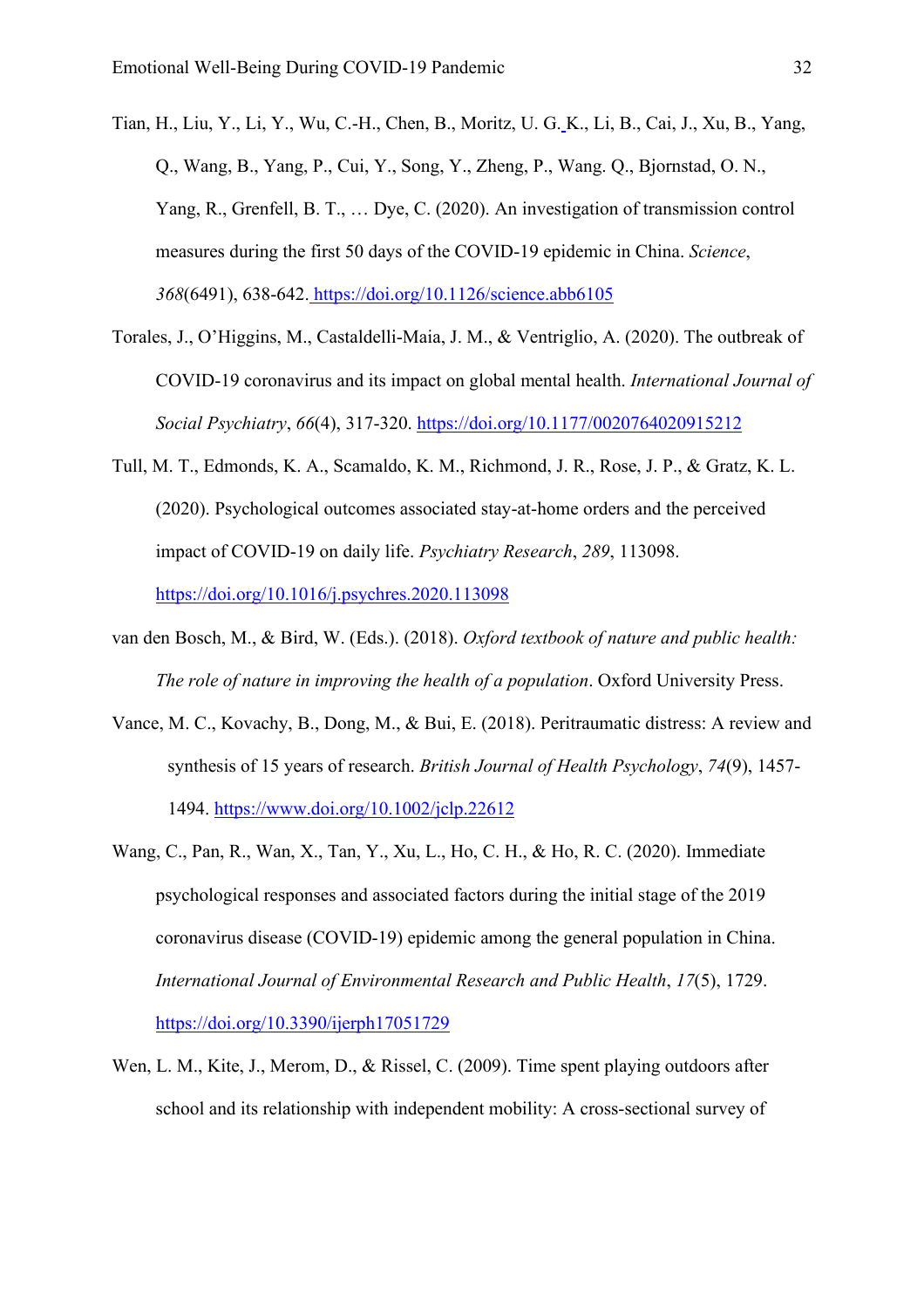Tian, H., Liu, Y., Li, Y., Wu, C.-H., Chen, B., Moritz, U. G. K., Li, B., Cai, J., Xu, B., Yang, Q., Wang, B., Yang, P., Cui, Y., Song, Y., Zheng, P., Wang. Q., Bjornstad, O. N., Yang, R., Grenfell, B. T., … Dye, C. (2020). An investigation of transmission control measures during the first 50 days of the COVID-19 epidemic in China. *Science*, *368*(6491), 638-642. https://doi.org/10.1126/science.abb6105

Torales, J., O'Higgins, M., Castaldelli-Maia, J. M., & Ventriglio, A. (2020). The outbreak of COVID-19 coronavirus and its impact on global mental health. *International Journal of Social Psychiatry*, *66*(4), 317-320. https://doi.org/10.1177/0020764020915212

Tull, M. T., Edmonds, K. A., Scamaldo, K. M., Richmond, J. R., Rose, J. P., & Gratz, K. L. (2020). Psychological outcomes associated stay-at-home orders and the perceived impact of COVID-19 on daily life. *Psychiatry Research*, *289*, 113098. https://doi.org/10.1016/j.psychres.2020.113098

van den Bosch, M., & Bird, W. (Eds.). (2018). *Oxford textbook of nature and public health: The role of nature in improving the health of a population*. Oxford University Press.

Vance, M. C., Kovachy, B., Dong, M., & Bui, E. (2018). Peritraumatic distress: A review and synthesis of 15 years of research. *British Journal of Health Psychology*, *74*(9), 1457-1494. https://www.doi.org/10.1002/jclp.22612

Wang, C., Pan, R., Wan, X., Tan, Y., Xu, L., Ho, C. H., & Ho, R. C. (2020). Immediate psychological responses and associated factors during the initial stage of the 2019 coronavirus disease (COVID-19) epidemic among the general population in China. *International Journal of Environmental Research and Public Health*, *17*(5), 1729. https://doi.org/10.3390/ijerph17051729

Wen, L. M., Kite, J., Merom, D., & Rissel, C. (2009). Time spent playing outdoors after school and its relationship with independent mobility: A cross-sectional survey of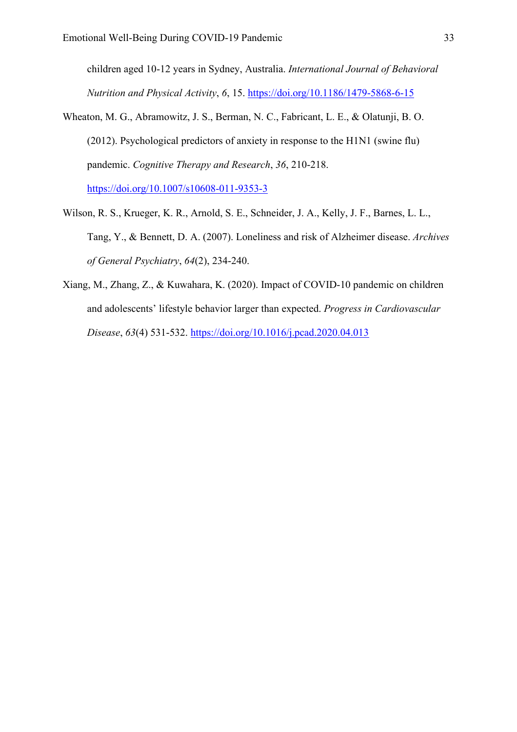children aged 10-12 years in Sydney, Australia. *International Journal of Behavioral Nutrition and Physical Activity*, *6*, 15. https://doi.org/10.1186/1479-5868-6-15

Wheaton, M. G., Abramowitz, J. S., Berman, N. C., Fabricant, L. E., & Olatunji, B. O. (2012). Psychological predictors of anxiety in response to the H1N1 (swine flu) pandemic. *Cognitive Therapy and Research*, *36*, 210-218. https://doi.org/10.1007/s10608-011-9353-3

Wilson, R. S., Krueger, K. R., Arnold, S. E., Schneider, J. A., Kelly, J. F., Barnes, L. L., Tang, Y., & Bennett, D. A. (2007). Loneliness and risk of Alzheimer disease. *Archives of General Psychiatry*, *64*(2), 234-240.

Xiang, M., Zhang, Z., & Kuwahara, K. (2020). Impact of COVID-10 pandemic on children and adolescents' lifestyle behavior larger than expected. *Progress in Cardiovascular Disease*, *63*(4) 531-532. https://doi.org/10.1016/j.pcad.2020.04.013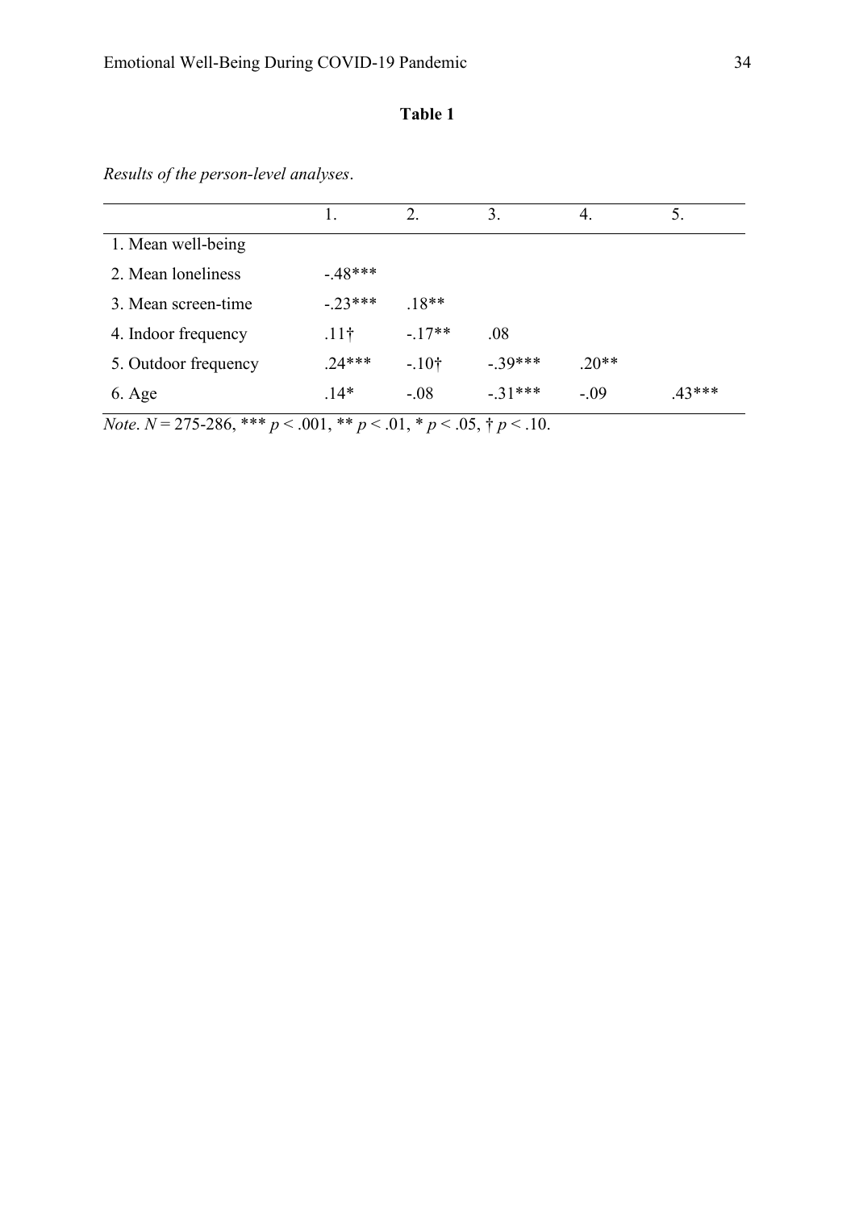**Table 1**

*Results of the person-level analyses*.

| | 1. | 2. | 3. | 4. | 5. |
|---|---|---|---|---|---|
| 1. Mean well-being | | | | | |
| 2. Mean loneliness | -.48*** | | | | |
| 3. Mean screen-time | -.23*** | .18** | | | |
| 4. Indoor frequency | .11† | -.17** | .08 | | |
| 5. Outdoor frequency | .24*** | -.10† | -.39*** | .20** | |
| 6. Age | .14* | -.08 | -.31*** | -.09 | .43*** |

*Note*. $N$ = 275-286, *** $p$ < .001, ** $p$ < .01, * $p$ < .05, † $p$ < .10.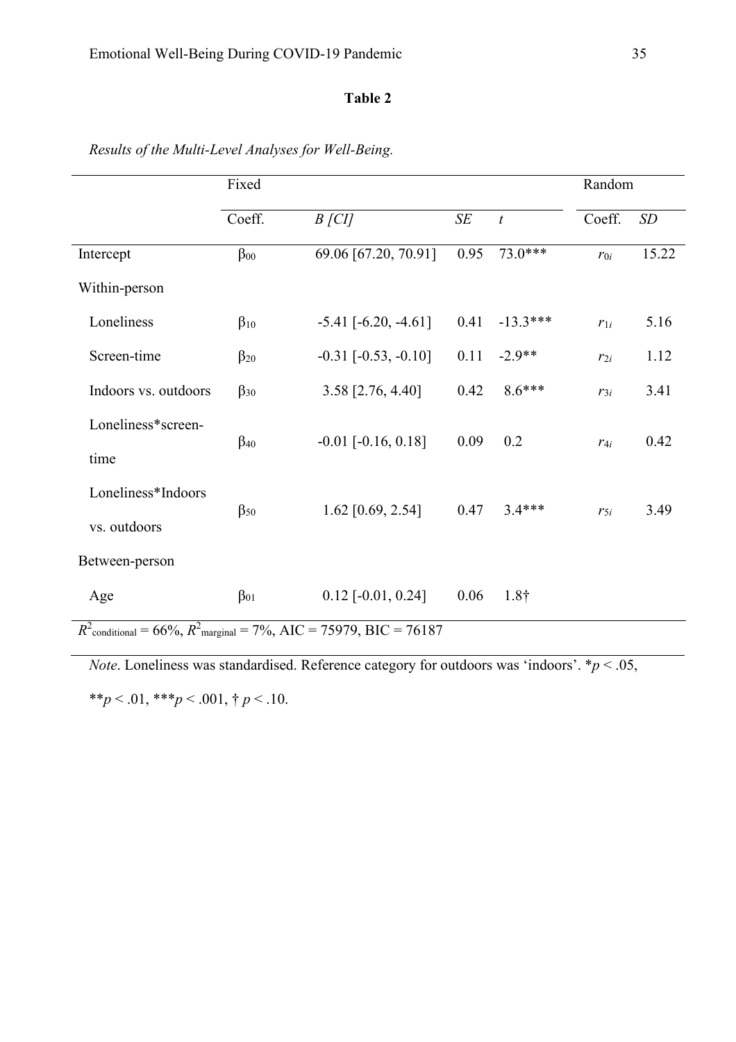**Table 2**

*Results of the Multi-Level Analyses for Well-Being.*

| | Fixed | | | | Random | |
|---|---|---|---|---|---|---|
| | Coeff. | *B [CI]* | *SE* | *t* | Coeff. | *SD* |
| Intercept | $\beta_{00}$ | 69.06 [67.20, 70.91] | 0.95 | 73.0*** | $r_{0i}$ | 15.22 |
| Within-person | | | | | | |
| Loneliness | $\beta_{10}$ | -5.41 [-6.20, -4.61] | 0.41 | -13.3*** | $r_{1i}$ | 5.16 |
| Screen-time | $\beta_{20}$ | -0.31 [-0.53, -0.10] | 0.11 | -2.9** | $r_{2i}$ | 1.12 |
| Indoors vs. outdoors | $\beta_{30}$ | 3.58 [2.76, 4.40] | 0.42 | 8.6*** | $r_{3i}$ | 3.41 |
| Loneliness*screen-time | $\beta_{40}$ | -0.01 [-0.16, 0.18] | 0.09 | 0.2 | $r_{4i}$ | 0.42 |
| Loneliness*Indoors vs. outdoors | $\beta_{50}$ | 1.62 [0.69, 2.54] | 0.47 | 3.4*** | $r_{5i}$ | 3.49 |
| Between-person | | | | | | |
| Age | $\beta_{01}$ | 0.12 [-0.01, 0.24] | 0.06 | 1.8† | | |

$R^2_{\text{conditional}}$ = 66%, $R^2_{\text{marginal}}$ = 7%, AIC = 75979, BIC = 76187

*Note*. Loneliness was standardised. Reference category for outdoors was 'indoors'. *$p < .05$, **$p < .01$, ***$p < .001$, † $p < .10$.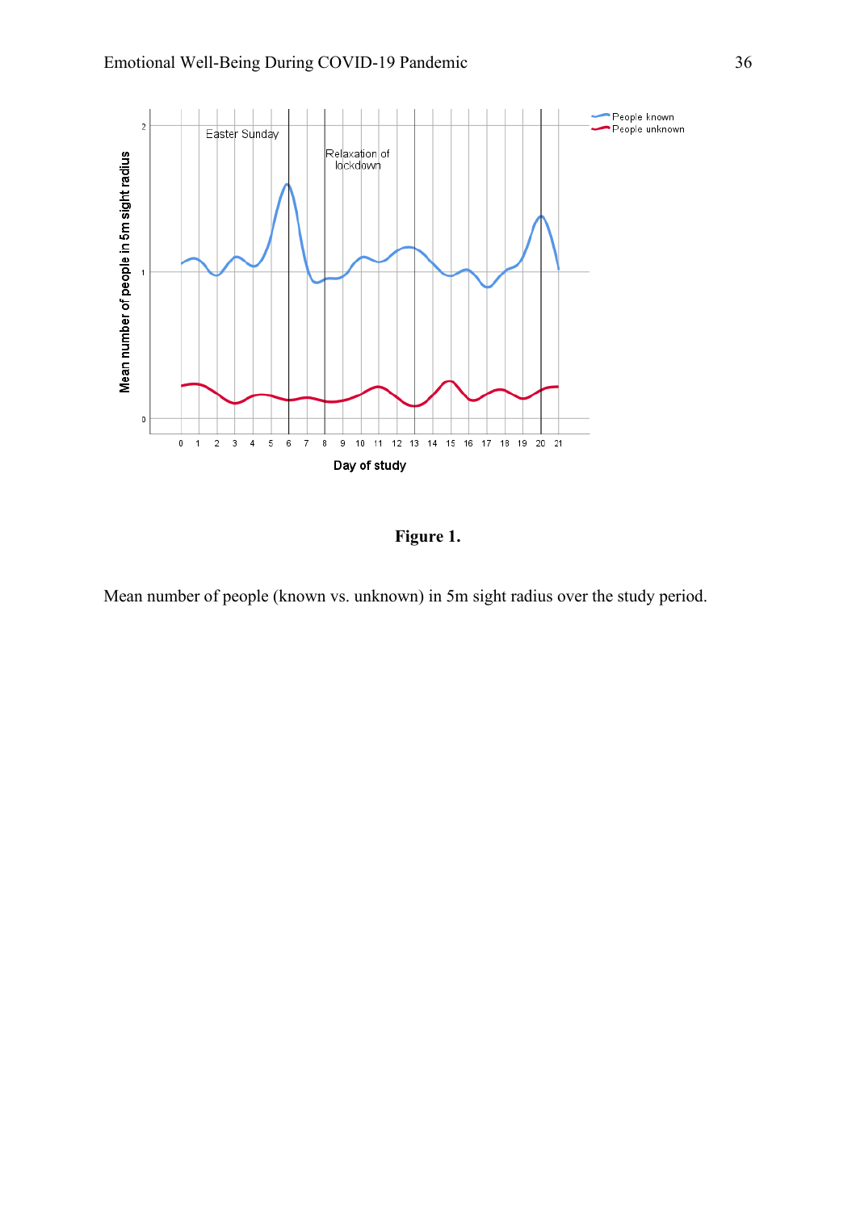**Figure 1.**

Mean number of people (known vs. unknown) in 5m sight radius over the study period.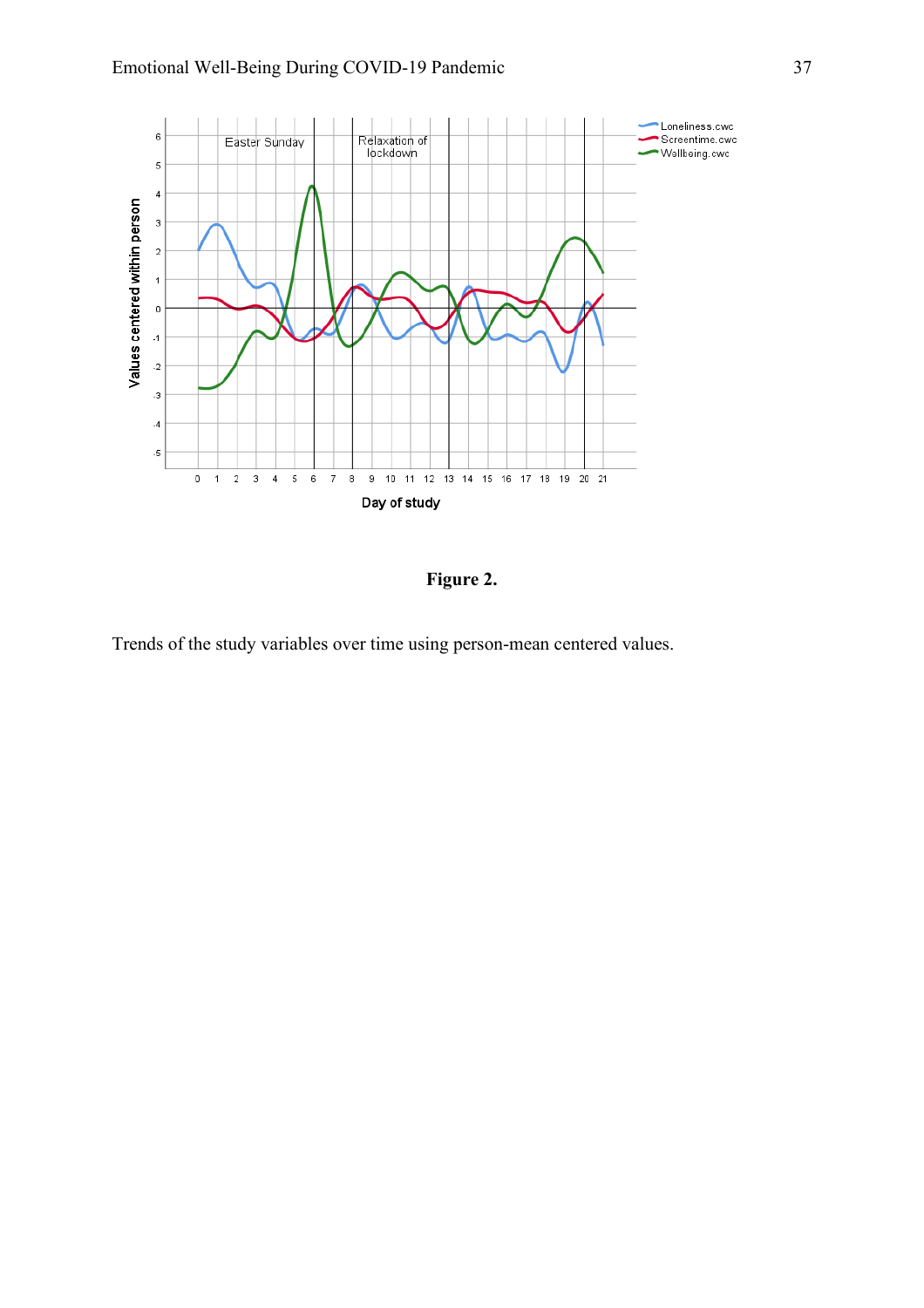**Figure 2.**

Trends of the study variables over time using person-mean centered values.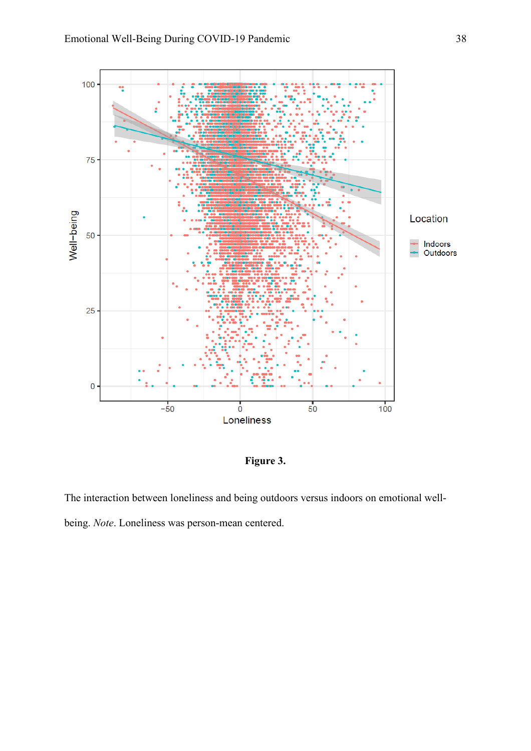100
75
50
25
0
Well-being
-50
0
50
100
Loneliness
Location
Indoors
Outdoors

**Figure 3.**

The interaction between loneliness and being outdoors versus indoors on emotional well-being. *Note*. Loneliness was person-mean centered.